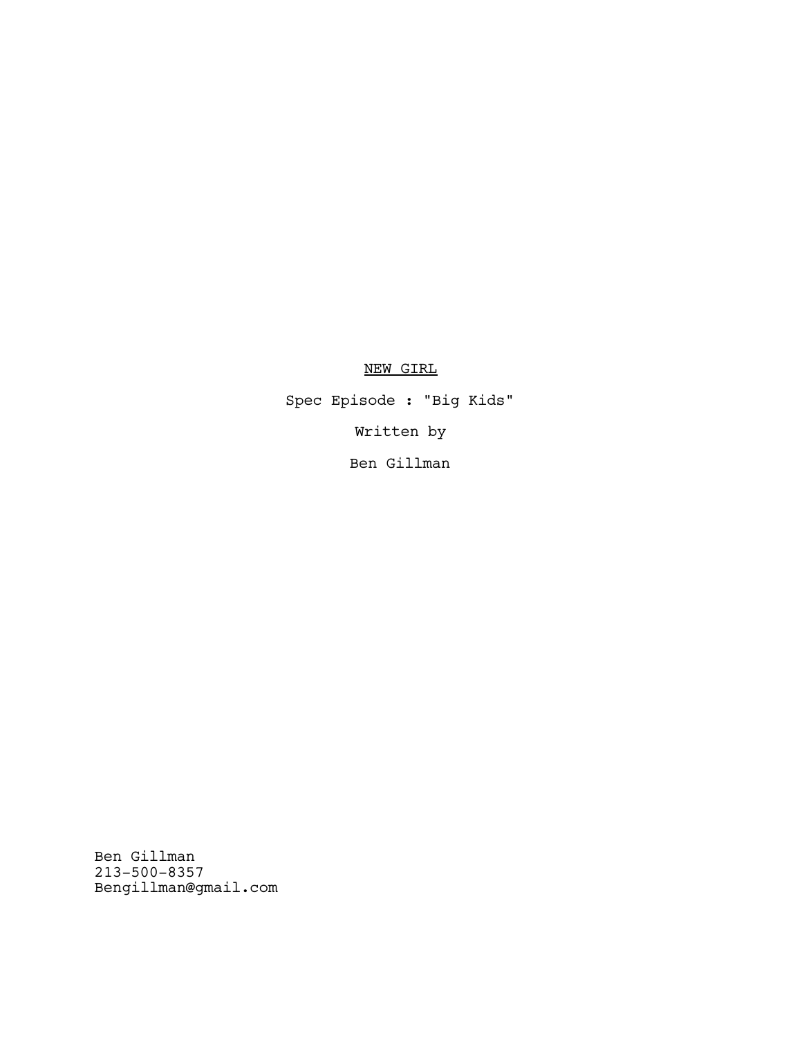<u>NEW GIRL</u>

Spec Episode : "Big Kids"

Written by

Ben Gillman

Ben Gillman
213-500-8357
Bengillman@gmail.com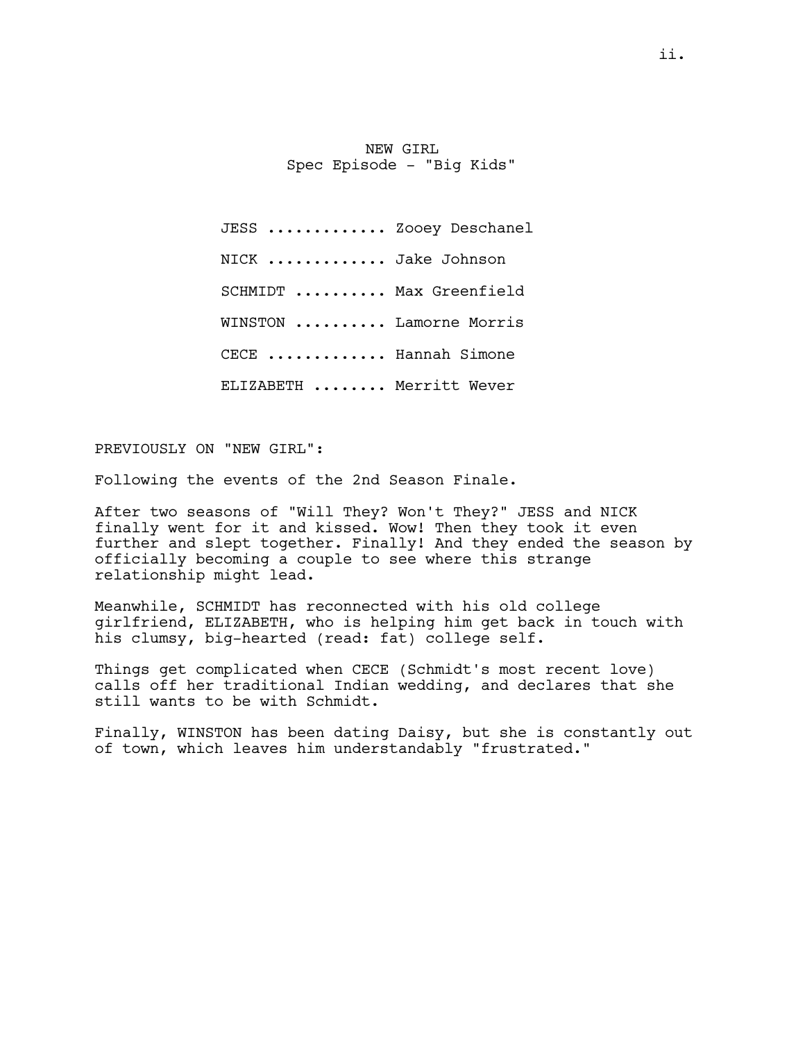NEW GIRL
Spec Episode - "Big Kids"

JESS ............. Zooey Deschanel

NICK ............. Jake Johnson

SCHMIDT .......... Max Greenfield

WINSTON .......... Lamorne Morris

CECE ............. Hannah Simone

ELIZABETH ........ Merritt Wever

PREVIOUSLY ON "NEW GIRL":

Following the events of the 2nd Season Finale.

After two seasons of "Will They? Won't They?" JESS and NICK finally went for it and kissed. Wow! Then they took it even further and slept together. Finally! And they ended the season by officially becoming a couple to see where this strange relationship might lead.

Meanwhile, SCHMIDT has reconnected with his old college girlfriend, ELIZABETH, who is helping him get back in touch with his clumsy, big-hearted (read: fat) college self.

Things get complicated when CECE (Schmidt's most recent love) calls off her traditional Indian wedding, and declares that she still wants to be with Schmidt.

Finally, WINSTON has been dating Daisy, but she is constantly out of town, which leaves him understandably "frustrated."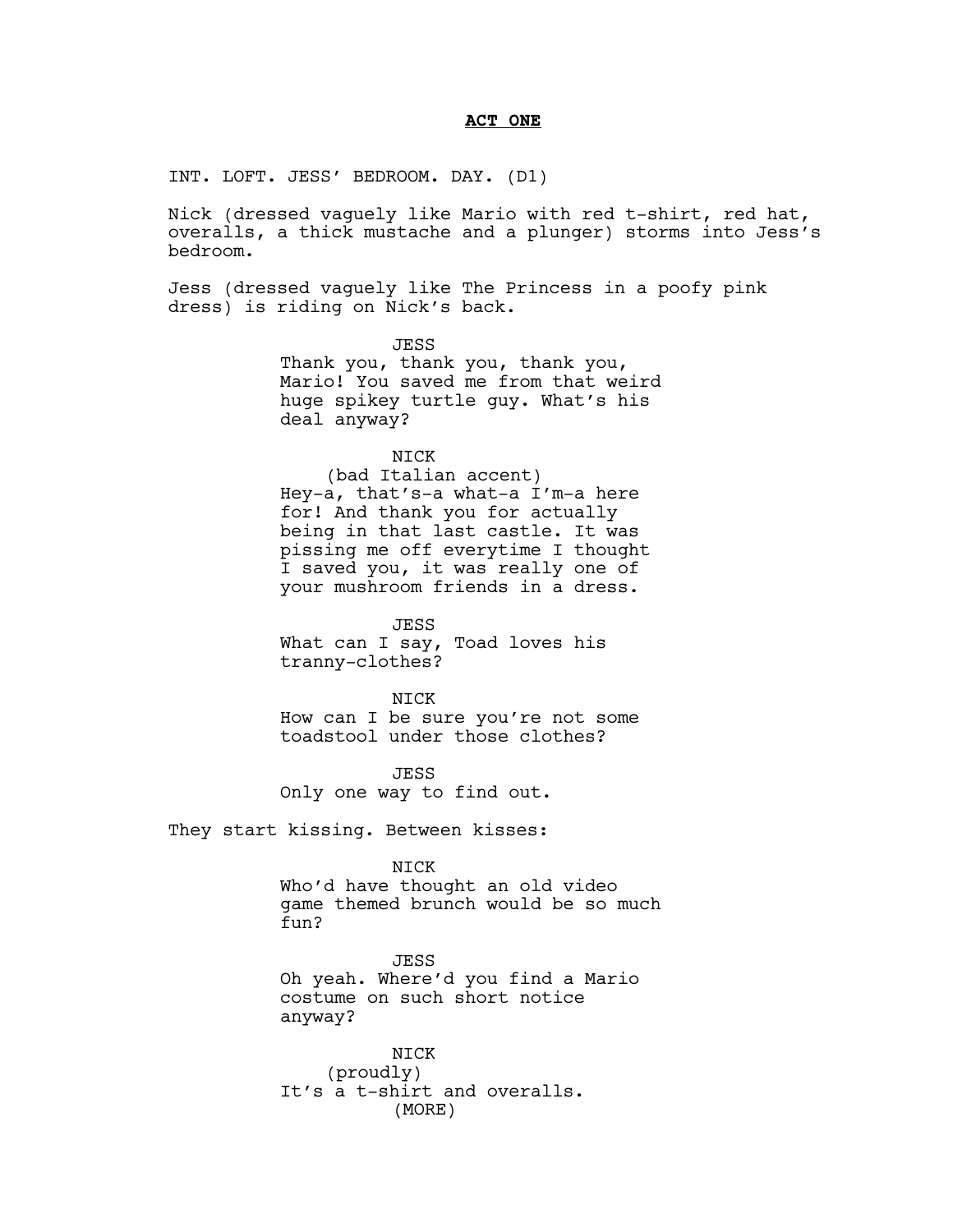**ACT ONE**

INT. LOFT. JESS' BEDROOM. DAY. (D1)

Nick (dressed vaguely like Mario with red t-shirt, red hat, overalls, a thick mustache and a plunger) storms into Jess's bedroom.

Jess (dressed vaguely like The Princess in a poofy pink dress) is riding on Nick's back.

JESS
Thank you, thank you, thank you, Mario! You saved me from that weird huge spikey turtle guy. What's his deal anyway?

NICK
(bad Italian accent)
Hey-a, that's-a what-a I'm-a here for! And thank you for actually being in that last castle. It was pissing me off everytime I thought I saved you, it was really one of your mushroom friends in a dress.

JESS
What can I say, Toad loves his tranny-clothes?

NICK
How can I be sure you're not some toadstool under those clothes?

JESS
Only one way to find out.

They start kissing. Between kisses:

NICK
Who'd have thought an old video game themed brunch would be so much fun?

JESS
Oh yeah. Where'd you find a Mario costume on such short notice anyway?

NICK
(proudly)
It's a t-shirt and overalls.
(MORE)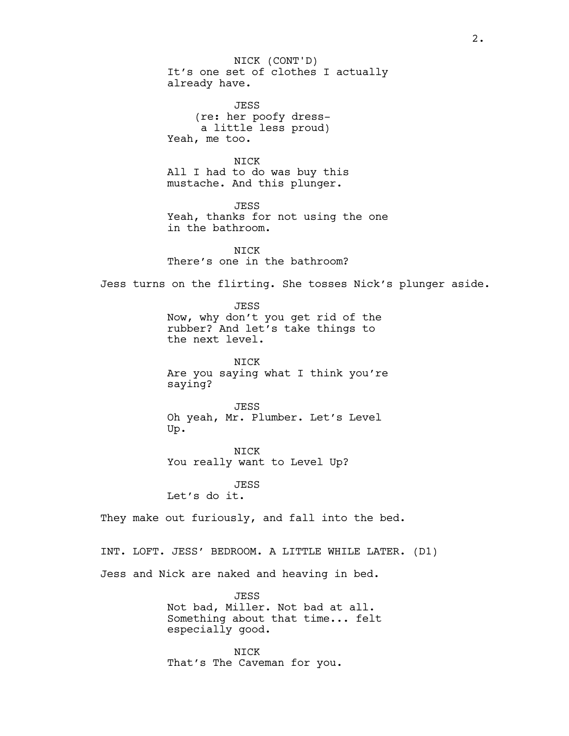NICK (CONT'D)
It's one set of clothes I actually already have.

JESS
(re: her poofy dress- a little less proud)
Yeah, me too.

NICK
All I had to do was buy this mustache. And this plunger.

JESS
Yeah, thanks for not using the one in the bathroom.

NICK
There's one in the bathroom?

Jess turns on the flirting. She tosses Nick's plunger aside.

JESS
Now, why don't you get rid of the rubber? And let's take things to the next level.

NICK
Are you saying what I think you're saying?

JESS
Oh yeah, Mr. Plumber. Let's Level Up.

NICK
You really want to Level Up?

JESS
Let's do it.

They make out furiously, and fall into the bed.

INT. LOFT. JESS' BEDROOM. A LITTLE WHILE LATER. (D1)

Jess and Nick are naked and heaving in bed.

JESS
Not bad, Miller. Not bad at all. Something about that time... felt especially good.

NICK
That's The Caveman for you.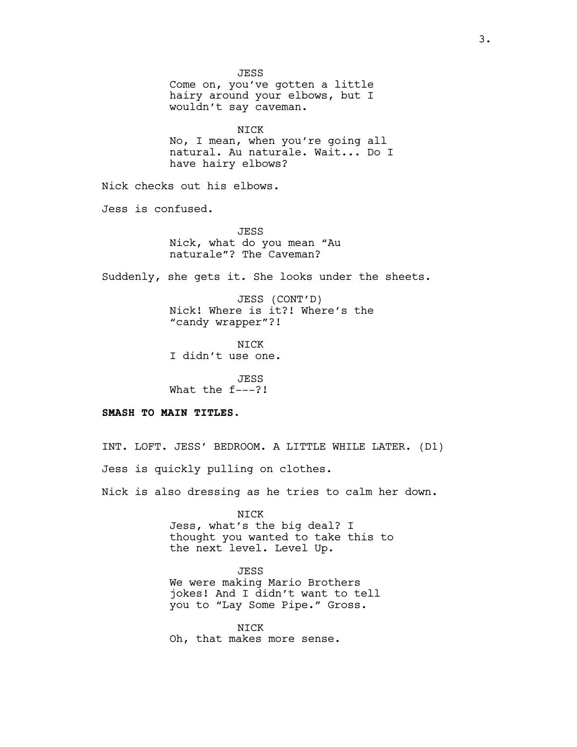JESS
Come on, you've gotten a little hairy around your elbows, but I wouldn't say caveman.

NICK
No, I mean, when you're going all natural. Au naturale. Wait... Do I have hairy elbows?

Nick checks out his elbows.

Jess is confused.

JESS
Nick, what do you mean "Au naturale"? The Caveman?

Suddenly, she gets it. She looks under the sheets.

JESS (CONT'D)
Nick! Where is it?! Where's the "candy wrapper"?!

NICK
I didn't use one.

JESS
What the f---?!

**SMASH TO MAIN TITLES.**

INT. LOFT. JESS' BEDROOM. A LITTLE WHILE LATER. (D1)

Jess is quickly pulling on clothes.

Nick is also dressing as he tries to calm her down.

NICK
Jess, what's the big deal? I thought you wanted to take this to the next level. Level Up.

JESS
We were making Mario Brothers jokes! And I didn't want to tell you to "Lay Some Pipe." Gross.

NICK
Oh, that makes more sense.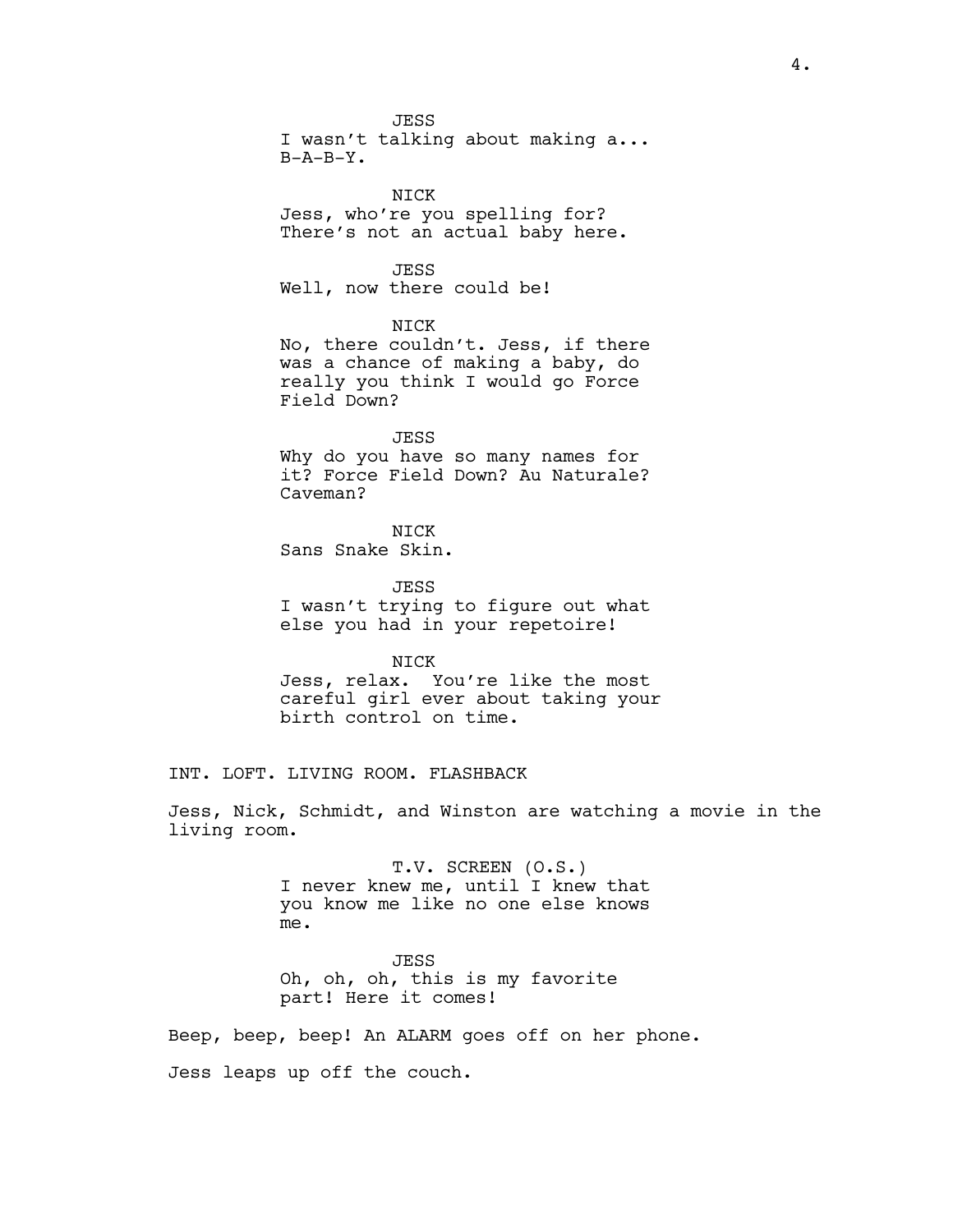JESS
I wasn't talking about making a...
B-A-B-Y.

NICK
Jess, who're you spelling for?
There's not an actual baby here.

JESS
Well, now there could be!

NICK
No, there couldn't. Jess, if there
was a chance of making a baby, do
really you think I would go Force
Field Down?

JESS
Why do you have so many names for
it? Force Field Down? Au Naturale?
Caveman?

NICK
Sans Snake Skin.

JESS
I wasn't trying to figure out what
else you had in your repetoire!

NICK
Jess, relax. You're like the most
careful girl ever about taking your
birth control on time.

INT. LOFT. LIVING ROOM. FLASHBACK

Jess, Nick, Schmidt, and Winston are watching a movie in the living room.

T.V. SCREEN (O.S.)
I never knew me, until I knew that
you know me like no one else knows
me.

JESS
Oh, oh, oh, this is my favorite
part! Here it comes!

Beep, beep, beep! An ALARM goes off on her phone.

Jess leaps up off the couch.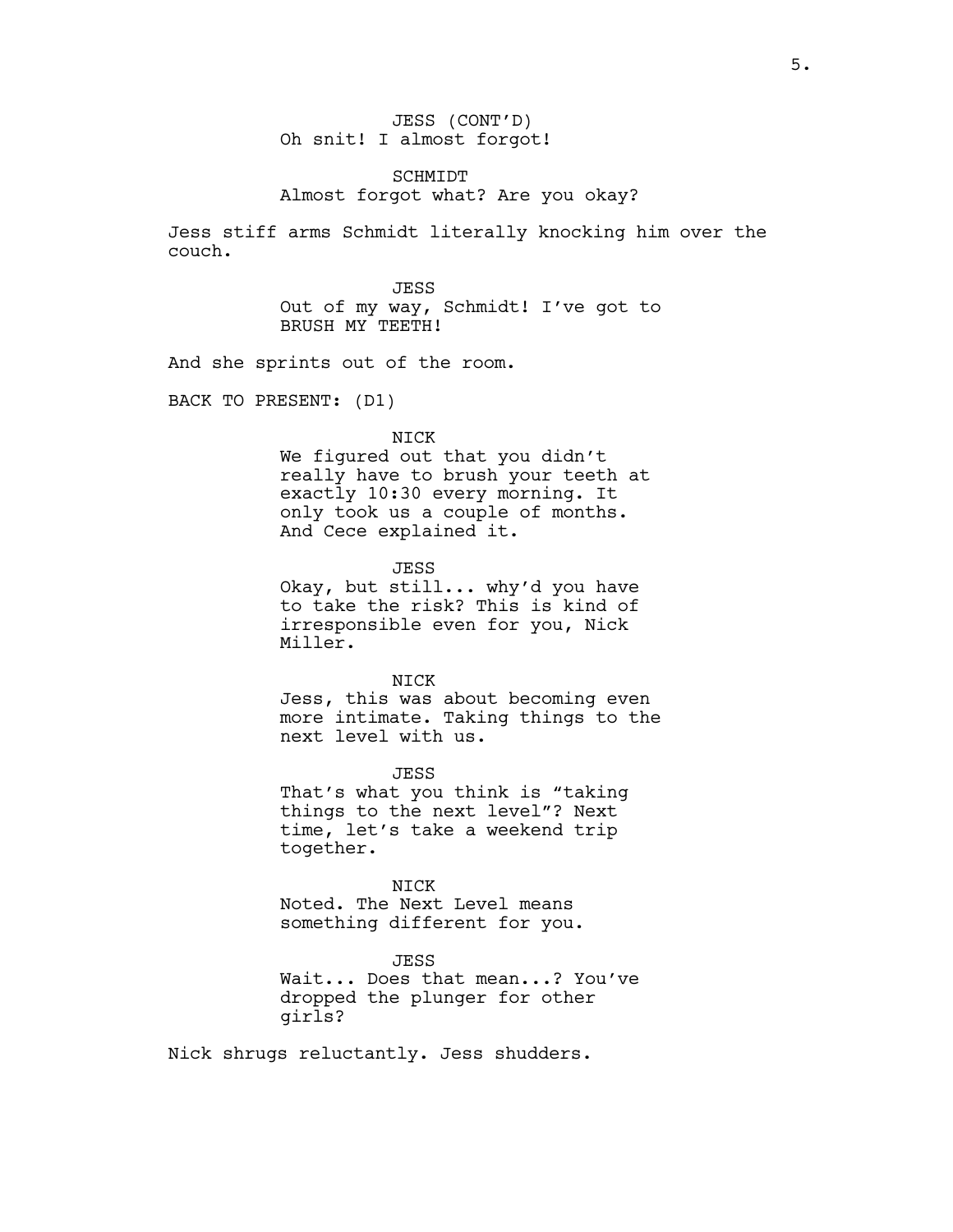JESS (CONT'D)
Oh snit! I almost forgot!

SCHMIDT
Almost forgot what? Are you okay?

Jess stiff arms Schmidt literally knocking him over the couch.

JESS
Out of my way, Schmidt! I've got to BRUSH MY TEETH!

And she sprints out of the room.

BACK TO PRESENT: (D1)

NICK
We figured out that you didn't really have to brush your teeth at exactly 10:30 every morning. It only took us a couple of months. And Cece explained it.

JESS
Okay, but still... why'd you have to take the risk? This is kind of irresponsible even for you, Nick Miller.

NICK
Jess, this was about becoming even more intimate. Taking things to the next level with us.

JESS
That's what you think is "taking things to the next level"? Next time, let's take a weekend trip together.

NICK
Noted. The Next Level means something different for you.

JESS
Wait... Does that mean...? You've dropped the plunger for other girls?

Nick shrugs reluctantly. Jess shudders.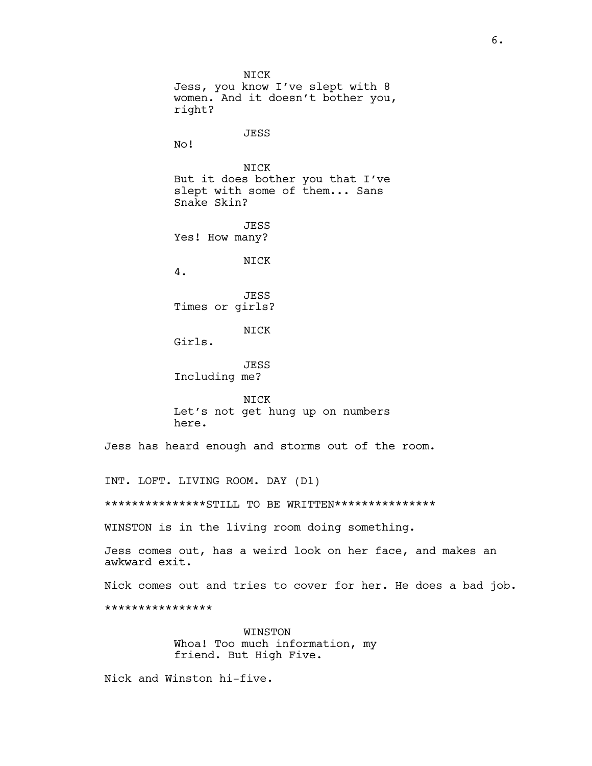NICK
Jess, you know I've slept with 8 women. And it doesn't bother you, right?

JESS
No!

NICK
But it does bother you that I've slept with some of them... Sans Snake Skin?

JESS
Yes! How many?

NICK
4.

JESS
Times or girls?

NICK
Girls.

JESS
Including me?

NICK
Let's not get hung up on numbers here.

Jess has heard enough and storms out of the room.

INT. LOFT. LIVING ROOM. DAY (D1)

***************STILL TO BE WRITTEN***************

WINSTON is in the living room doing something.

Jess comes out, has a weird look on her face, and makes an awkward exit.

Nick comes out and tries to cover for her. He does a bad job.

****************

WINSTON
Whoa! Too much information, my friend. But High Five.

Nick and Winston hi-five.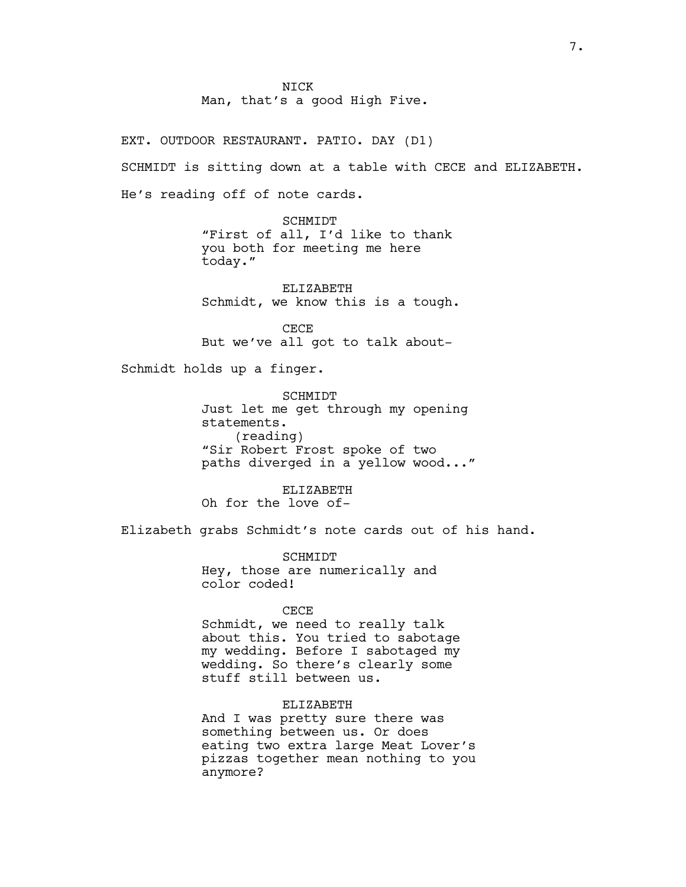NICK
Man, that's a good High Five.

EXT. OUTDOOR RESTAURANT. PATIO. DAY (D1)

SCHMIDT is sitting down at a table with CECE and ELIZABETH.

He's reading off of note cards.

SCHMIDT
"First of all, I'd like to thank you both for meeting me here today."

ELIZABETH
Schmidt, we know this is a tough.

CECE
But we've all got to talk about-

Schmidt holds up a finger.

SCHMIDT
Just let me get through my opening statements.
(reading)
"Sir Robert Frost spoke of two paths diverged in a yellow wood..."

ELIZABETH
Oh for the love of-

Elizabeth grabs Schmidt's note cards out of his hand.

SCHMIDT
Hey, those are numerically and color coded!

CECE
Schmidt, we need to really talk about this. You tried to sabotage my wedding. Before I sabotaged my wedding. So there's clearly some stuff still between us.

ELIZABETH
And I was pretty sure there was something between us. Or does eating two extra large Meat Lover's pizzas together mean nothing to you anymore?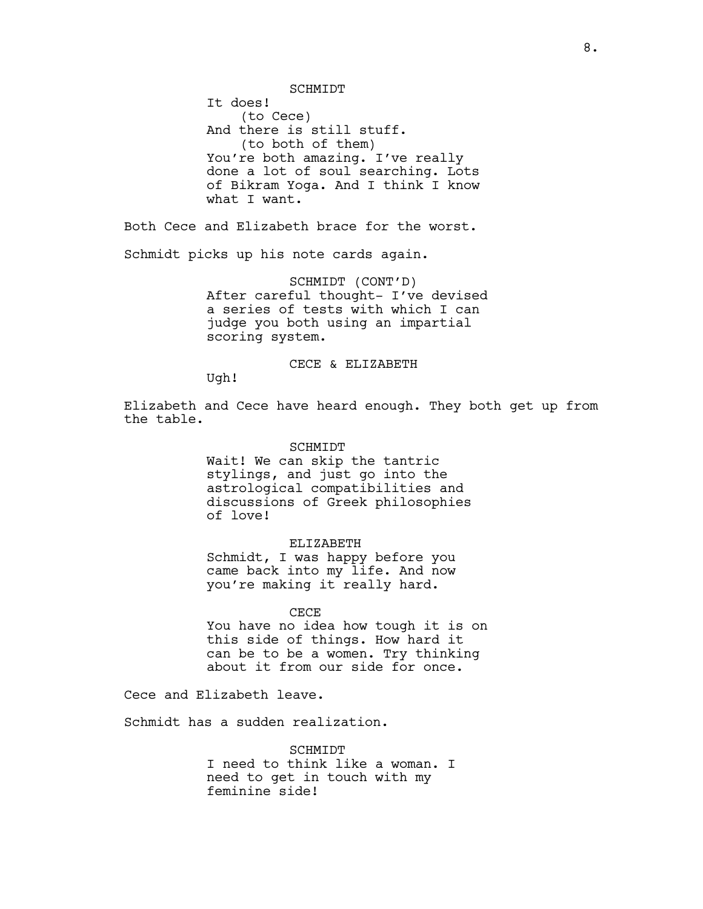SCHMIDT
It does!
(to Cece)
And there is still stuff.
(to both of them)
You're both amazing. I've really done a lot of soul searching. Lots of Bikram Yoga. And I think I know what I want.

Both Cece and Elizabeth brace for the worst.

Schmidt picks up his note cards again.

SCHMIDT (CONT'D)
After careful thought- I've devised a series of tests with which I can judge you both using an impartial scoring system.

CECE & ELIZABETH
Ugh!

Elizabeth and Cece have heard enough. They both get up from the table.

SCHMIDT
Wait! We can skip the tantric stylings, and just go into the astrological compatibilities and discussions of Greek philosophies of love!

ELIZABETH
Schmidt, I was happy before you came back into my life. And now you're making it really hard.

CECE
You have no idea how tough it is on this side of things. How hard it can be to be a women. Try thinking about it from our side for once.

Cece and Elizabeth leave.

Schmidt has a sudden realization.

SCHMIDT
I need to think like a woman. I need to get in touch with my feminine side!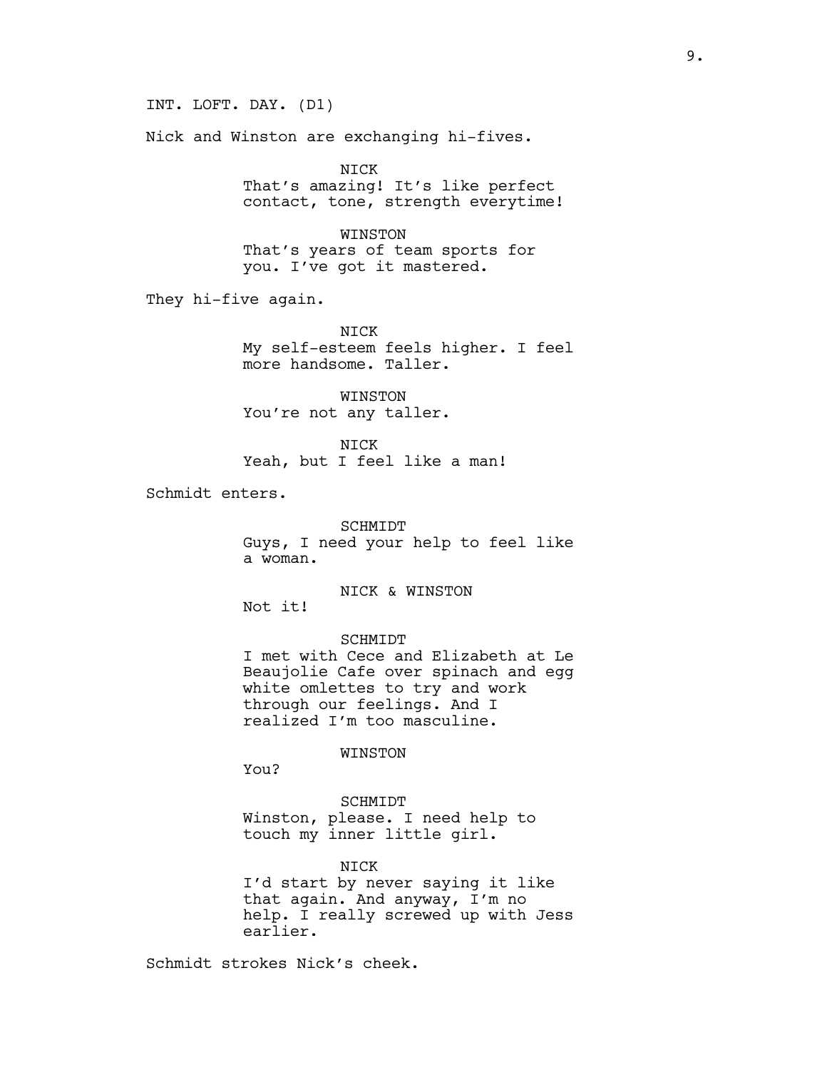INT. LOFT. DAY. (D1)

Nick and Winston are exchanging hi-fives.

NICK
That's amazing! It's like perfect contact, tone, strength everytime!

WINSTON
That's years of team sports for you. I've got it mastered.

They hi-five again.

NICK
My self-esteem feels higher. I feel more handsome. Taller.

WINSTON
You're not any taller.

NICK
Yeah, but I feel like a man!

Schmidt enters.

SCHMIDT
Guys, I need your help to feel like a woman.

NICK & WINSTON
Not it!

SCHMIDT
I met with Cece and Elizabeth at Le Beaujolie Cafe over spinach and egg white omlettes to try and work through our feelings. And I realized I'm too masculine.

WINSTON
You?

SCHMIDT
Winston, please. I need help to touch my inner little girl.

NICK
I'd start by never saying it like that again. And anyway, I'm no help. I really screwed up with Jess earlier.

Schmidt strokes Nick's cheek.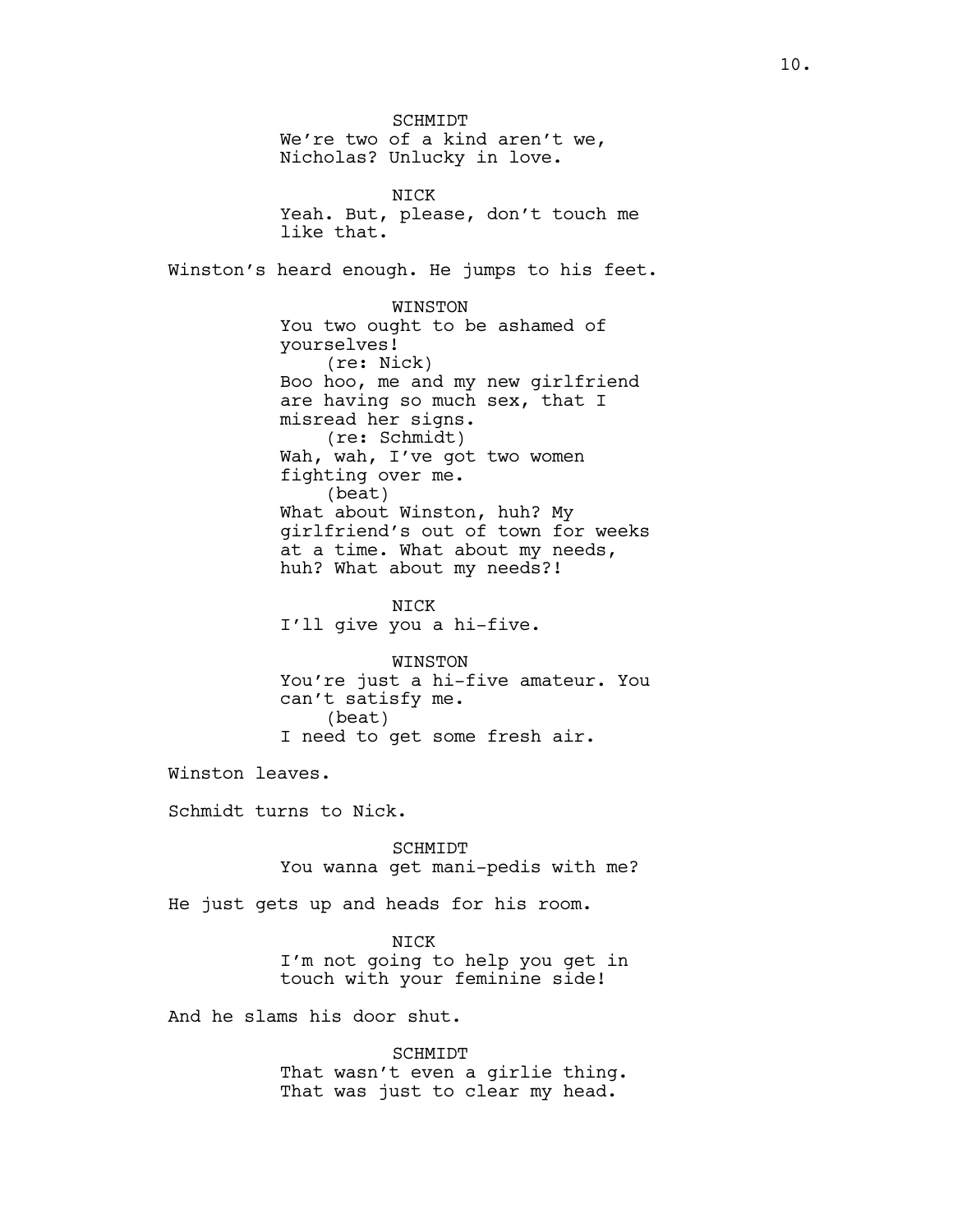SCHMIDT
We're two of a kind aren't we, Nicholas? Unlucky in love.

NICK
Yeah. But, please, don't touch me like that.

Winston's heard enough. He jumps to his feet.

WINSTON
You two ought to be ashamed of yourselves!
(re: Nick)
Boo hoo, me and my new girlfriend are having so much sex, that I misread her signs.
(re: Schmidt)
Wah, wah, I've got two women fighting over me.
(beat)
What about Winston, huh? My girlfriend's out of town for weeks at a time. What about my needs, huh? What about my needs?!

NICK
I'll give you a hi-five.

WINSTON
You're just a hi-five amateur. You can't satisfy me.
(beat)
I need to get some fresh air.

Winston leaves.

Schmidt turns to Nick.

SCHMIDT
You wanna get mani-pedis with me?

He just gets up and heads for his room.

NICK
I'm not going to help you get in touch with your feminine side!

And he slams his door shut.

SCHMIDT
That wasn't even a girlie thing. That was just to clear my head.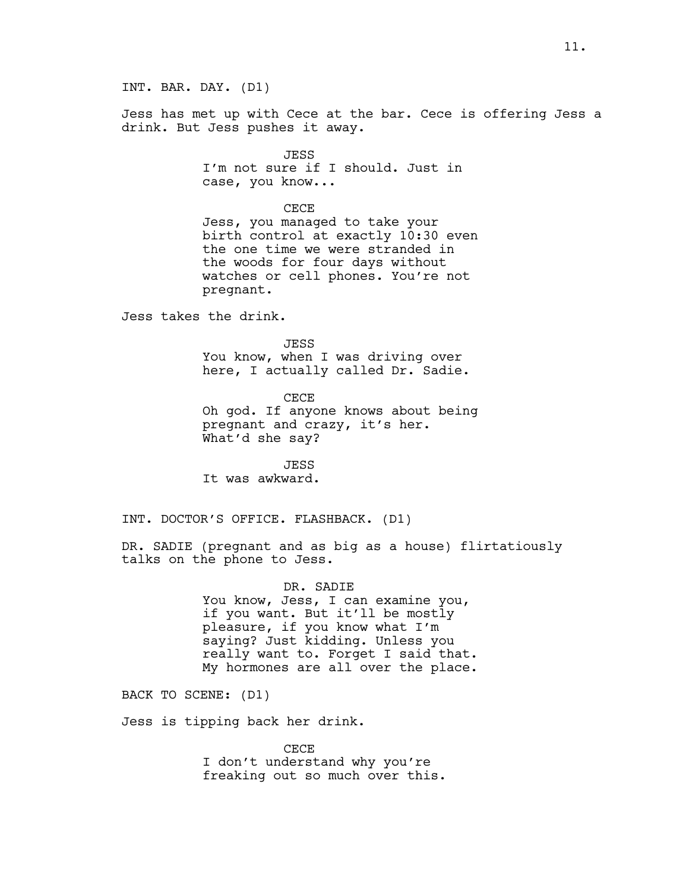INT. BAR. DAY. (D1)

Jess has met up with Cece at the bar. Cece is offering Jess a drink. But Jess pushes it away.

JESS
I'm not sure if I should. Just in case, you know...

CECE
Jess, you managed to take your birth control at exactly 10:30 even the one time we were stranded in the woods for four days without watches or cell phones. You're not pregnant.

Jess takes the drink.

JESS
You know, when I was driving over here, I actually called Dr. Sadie.

CECE
Oh god. If anyone knows about being pregnant and crazy, it's her. What'd she say?

JESS
It was awkward.

INT. DOCTOR'S OFFICE. FLASHBACK. (D1)

DR. SADIE (pregnant and as big as a house) flirtatiously talks on the phone to Jess.

DR. SADIE
You know, Jess, I can examine you, if you want. But it'll be mostly pleasure, if you know what I'm saying? Just kidding. Unless you really want to. Forget I said that. My hormones are all over the place.

BACK TO SCENE: (D1)

Jess is tipping back her drink.

CECE
I don't understand why you're freaking out so much over this.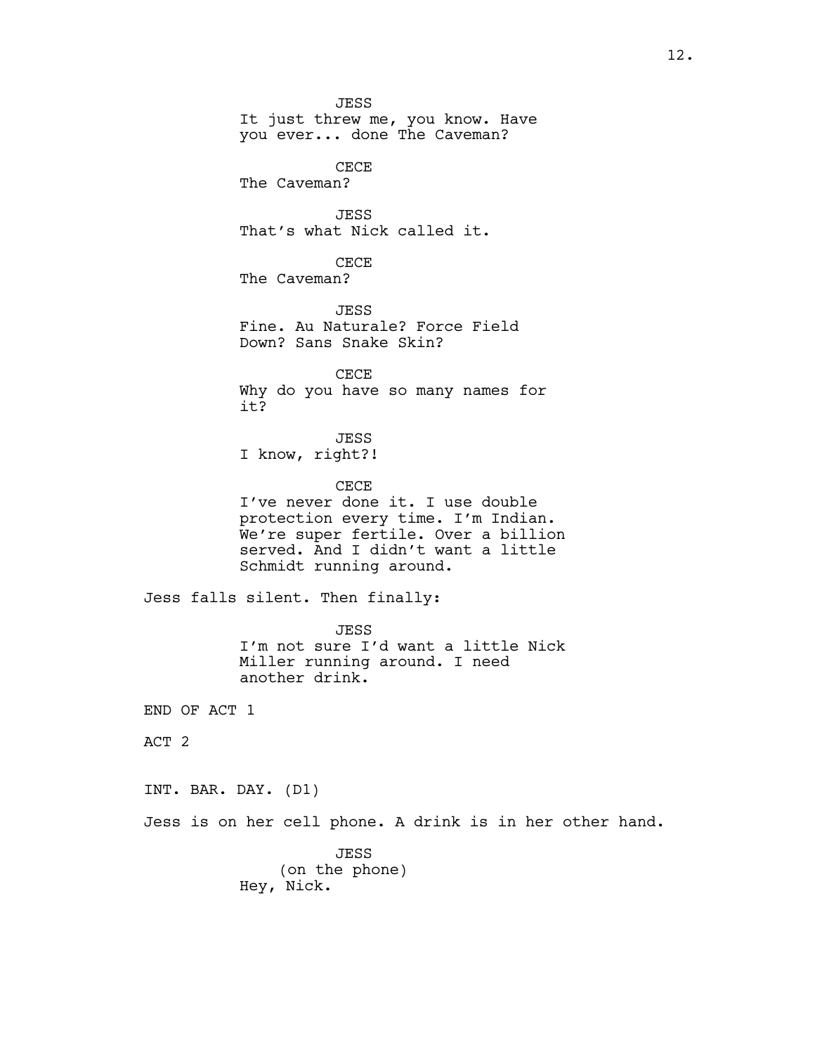JESS
It just threw me, you know. Have you ever... done The Caveman?

CECE
The Caveman?

JESS
That's what Nick called it.

CECE
The Caveman?

JESS
Fine. Au Naturale? Force Field Down? Sans Snake Skin?

CECE
Why do you have so many names for it?

JESS
I know, right?!

CECE
I've never done it. I use double protection every time. I'm Indian. We're super fertile. Over a billion served. And I didn't want a little Schmidt running around.

Jess falls silent. Then finally:

JESS
I'm not sure I'd want a little Nick Miller running around. I need another drink.

END OF ACT 1

ACT 2

INT. BAR. DAY. (D1)

Jess is on her cell phone. A drink is in her other hand.

JESS
(on the phone)
Hey, Nick.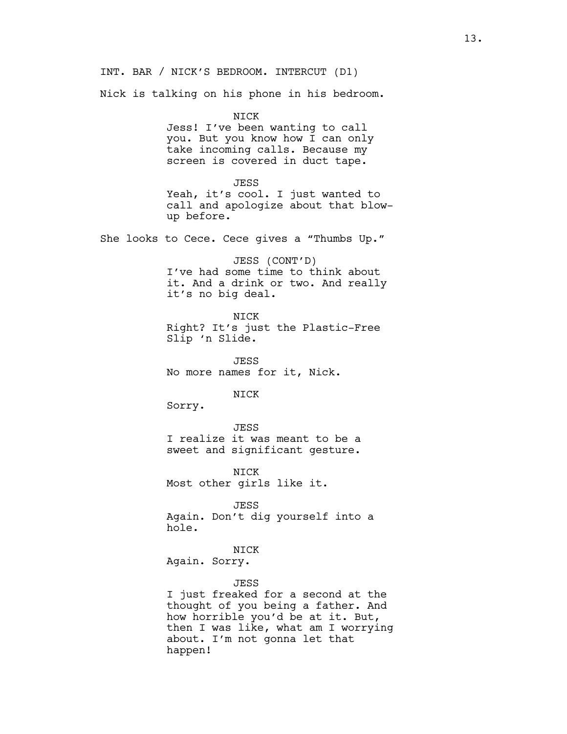INT. BAR / NICK'S BEDROOM. INTERCUT (D1)

Nick is talking on his phone in his bedroom.

NICK
Jess! I've been wanting to call you. But you know how I can only take incoming calls. Because my screen is covered in duct tape.

JESS
Yeah, it's cool. I just wanted to call and apologize about that blow-up before.

She looks to Cece. Cece gives a "Thumbs Up."

JESS (CONT'D)
I've had some time to think about it. And a drink or two. And really it's no big deal.

NICK
Right? It's just the Plastic-Free Slip 'n Slide.

JESS
No more names for it, Nick.

NICK
Sorry.

JESS
I realize it was meant to be a sweet and significant gesture.

NICK
Most other girls like it.

JESS
Again. Don't dig yourself into a hole.

NICK
Again. Sorry.

JESS
I just freaked for a second at the thought of you being a father. And how horrible you'd be at it. But, then I was like, what am I worrying about. I'm not gonna let that happen!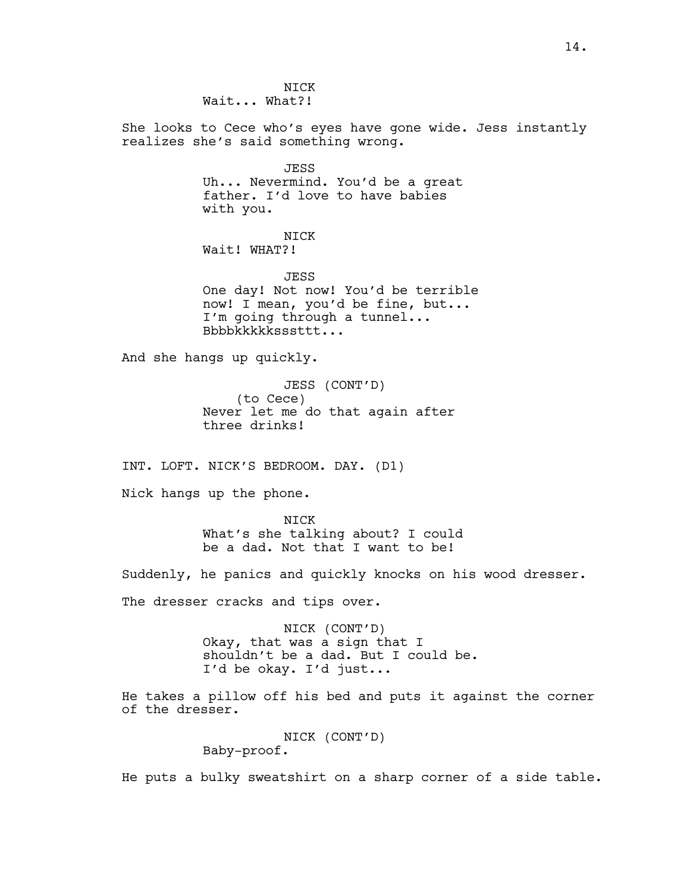NICK
Wait... What?!

She looks to Cece who's eyes have gone wide. Jess instantly realizes she's said something wrong.

JESS
Uh... Nevermind. You'd be a great father. I'd love to have babies with you.

NICK
Wait! WHAT?!

JESS
One day! Not now! You'd be terrible now! I mean, you'd be fine, but... I'm going through a tunnel... Bbbbkkkkksssttt...

And she hangs up quickly.

JESS (CONT'D)
(to Cece)
Never let me do that again after three drinks!

INT. LOFT. NICK'S BEDROOM. DAY. (D1)

Nick hangs up the phone.

NICK
What's she talking about? I could be a dad. Not that I want to be!

Suddenly, he panics and quickly knocks on his wood dresser.

The dresser cracks and tips over.

NICK (CONT'D)
Okay, that was a sign that I shouldn't be a dad. But I could be. I'd be okay. I'd just...

He takes a pillow off his bed and puts it against the corner of the dresser.

NICK (CONT'D)
Baby-proof.

He puts a bulky sweatshirt on a sharp corner of a side table.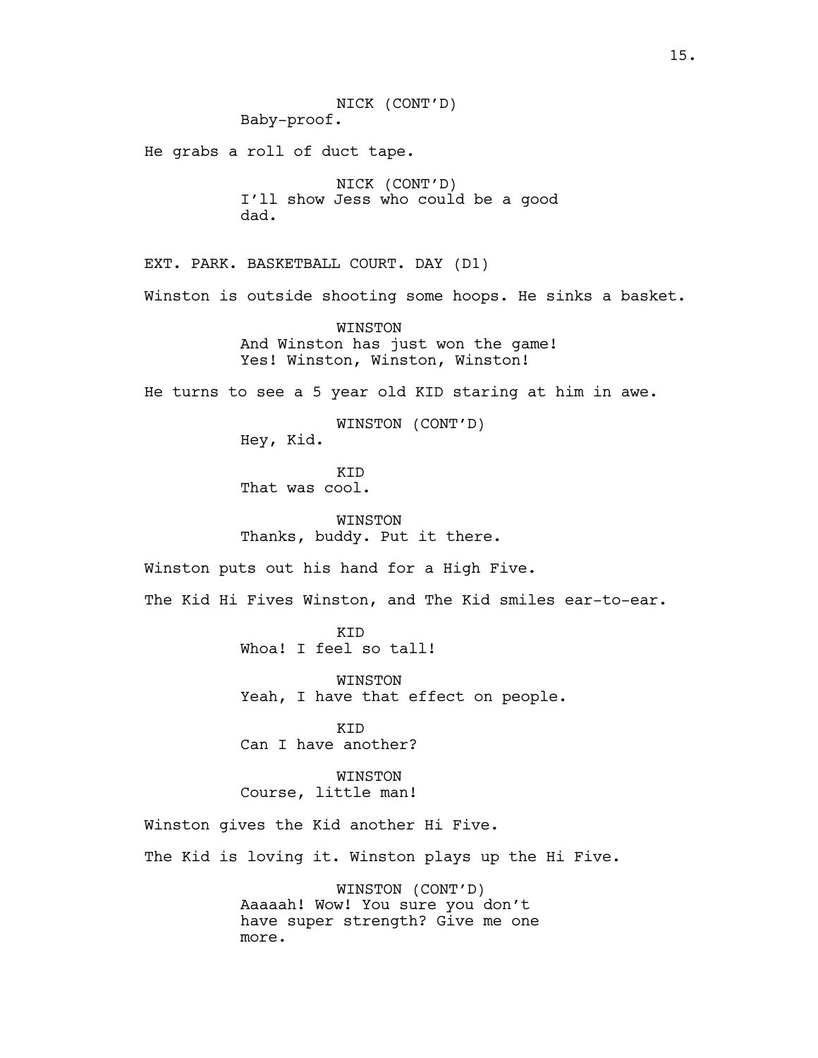NICK (CONT'D)
Baby-proof.

He grabs a roll of duct tape.

NICK (CONT'D)
I'll show Jess who could be a good dad.

EXT. PARK. BASKETBALL COURT. DAY (D1)

Winston is outside shooting some hoops. He sinks a basket.

WINSTON
And Winston has just won the game! Yes! Winston, Winston, Winston!

He turns to see a 5 year old KID staring at him in awe.

WINSTON (CONT'D)
Hey, Kid.

KID
That was cool.

WINSTON
Thanks, buddy. Put it there.

Winston puts out his hand for a High Five.

The Kid Hi Fives Winston, and The Kid smiles ear-to-ear.

KID
Whoa! I feel so tall!

WINSTON
Yeah, I have that effect on people.

KID
Can I have another?

WINSTON
Course, little man!

Winston gives the Kid another Hi Five.

The Kid is loving it. Winston plays up the Hi Five.

WINSTON (CONT'D)
Aaaaah! Wow! You sure you don't have super strength? Give me one more.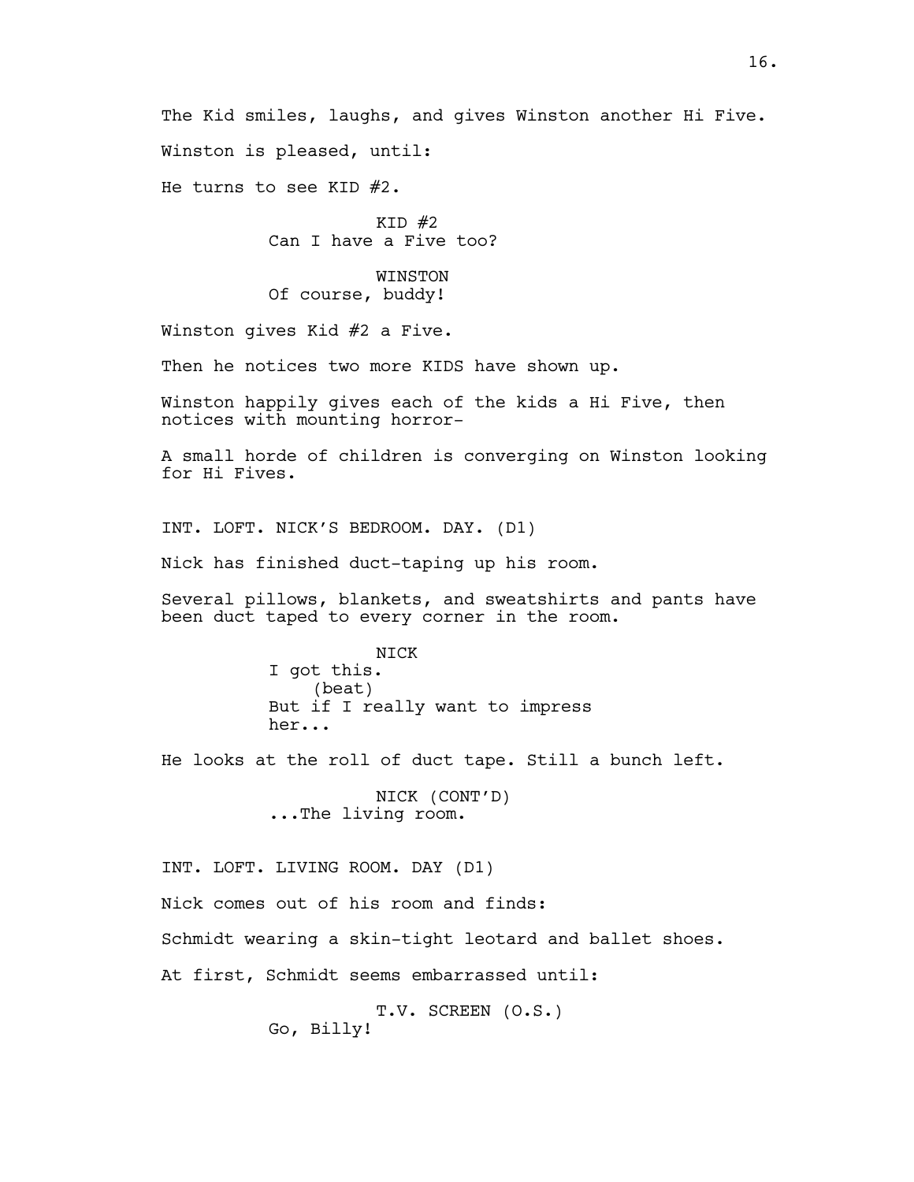The Kid smiles, laughs, and gives Winston another Hi Five.

Winston is pleased, until:

He turns to see KID #2.

KID #2
Can I have a Five too?

WINSTON
Of course, buddy!

Winston gives Kid #2 a Five.

Then he notices two more KIDS have shown up.

Winston happily gives each of the kids a Hi Five, then notices with mounting horror-

A small horde of children is converging on Winston looking for Hi Fives.

INT. LOFT. NICK'S BEDROOM. DAY. (D1)

Nick has finished duct-taping up his room.

Several pillows, blankets, and sweatshirts and pants have been duct taped to every corner in the room.

NICK
I got this.
(beat)
But if I really want to impress her...

He looks at the roll of duct tape. Still a bunch left.

NICK (CONT'D)
...The living room.

INT. LOFT. LIVING ROOM. DAY (D1)

Nick comes out of his room and finds:

Schmidt wearing a skin-tight leotard and ballet shoes.

At first, Schmidt seems embarrassed until:

T.V. SCREEN (O.S.)
Go, Billy!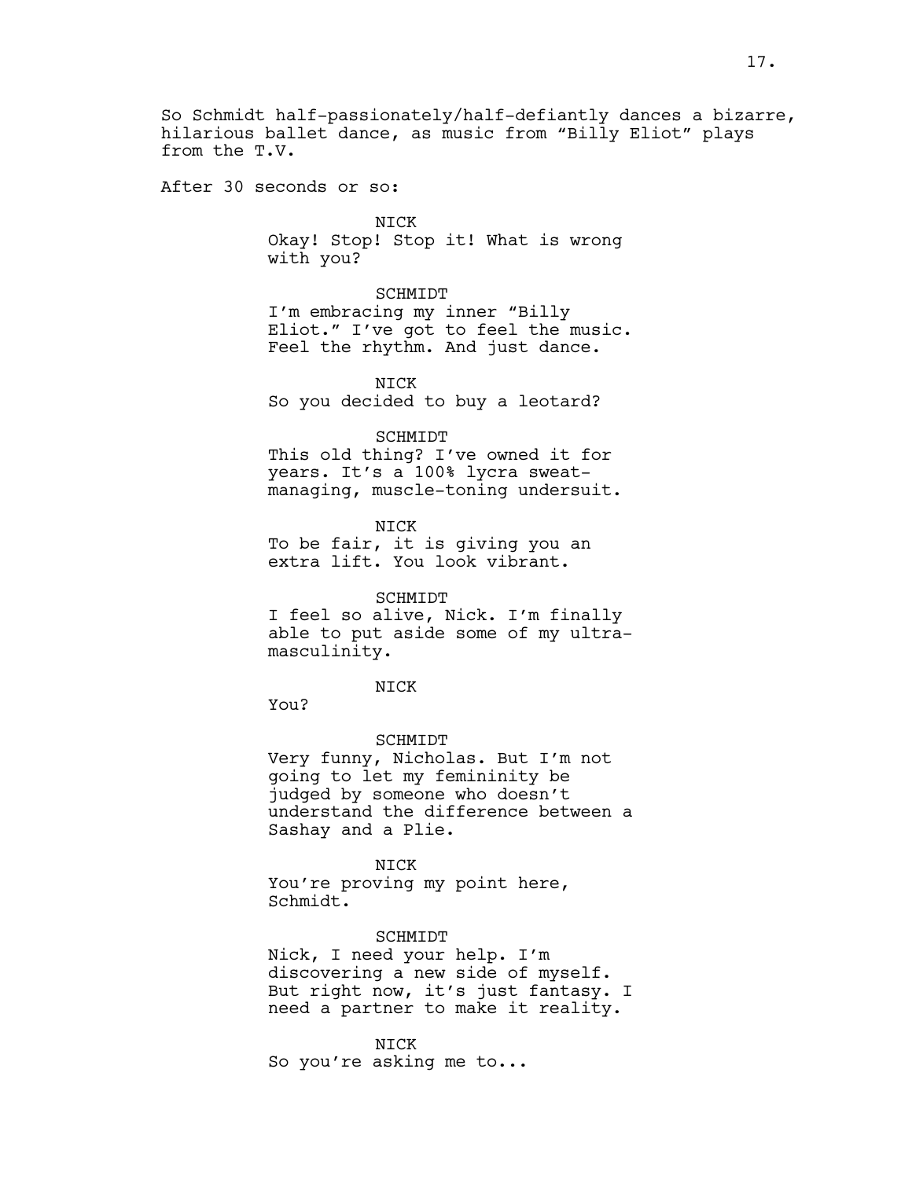So Schmidt half-passionately/half-defiantly dances a bizarre, hilarious ballet dance, as music from "Billy Eliot" plays from the T.V.

After 30 seconds or so:

NICK
Okay! Stop! Stop it! What is wrong with you?

SCHMIDT
I'm embracing my inner "Billy Eliot." I've got to feel the music. Feel the rhythm. And just dance.

NICK
So you decided to buy a leotard?

SCHMIDT
This old thing? I've owned it for years. It's a 100% lycra sweat-managing, muscle-toning undersuit.

NICK
To be fair, it is giving you an extra lift. You look vibrant.

SCHMIDT
I feel so alive, Nick. I'm finally able to put aside some of my ultra-masculinity.

NICK
You?

SCHMIDT
Very funny, Nicholas. But I'm not going to let my femininity be judged by someone who doesn't understand the difference between a Sashay and a Plie.

NICK
You're proving my point here, Schmidt.

SCHMIDT
Nick, I need your help. I'm discovering a new side of myself. But right now, it's just fantasy. I need a partner to make it reality.

NICK
So you're asking me to...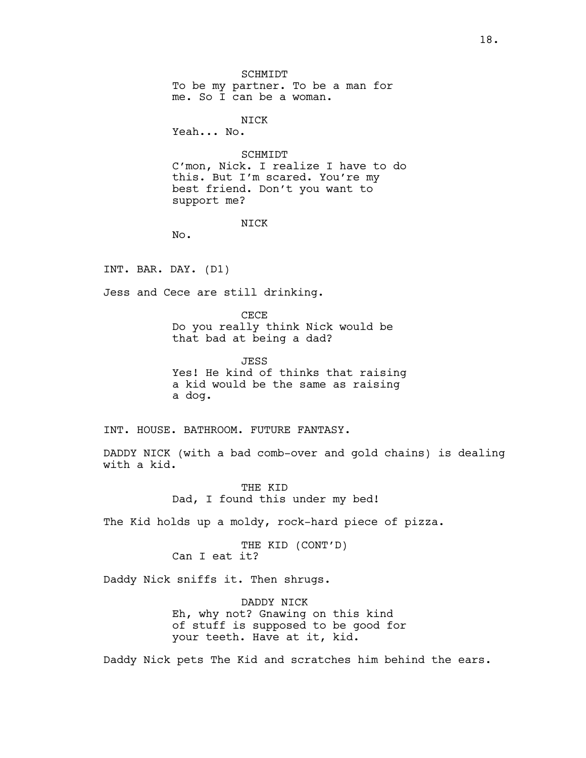SCHMIDT
To be my partner. To be a man for me. So I can be a woman.

NICK
Yeah... No.

SCHMIDT
C'mon, Nick. I realize I have to do this. But I'm scared. You're my best friend. Don't you want to support me?

NICK
No.

INT. BAR. DAY. (D1)

Jess and Cece are still drinking.

CECE
Do you really think Nick would be that bad at being a dad?

JESS
Yes! He kind of thinks that raising a kid would be the same as raising a dog.

INT. HOUSE. BATHROOM. FUTURE FANTASY.

DADDY NICK (with a bad comb-over and gold chains) is dealing with a kid.

THE KID
Dad, I found this under my bed!

The Kid holds up a moldy, rock-hard piece of pizza.

THE KID (CONT'D)
Can I eat it?

Daddy Nick sniffs it. Then shrugs.

DADDY NICK
Eh, why not? Gnawing on this kind of stuff is supposed to be good for your teeth. Have at it, kid.

Daddy Nick pets The Kid and scratches him behind the ears.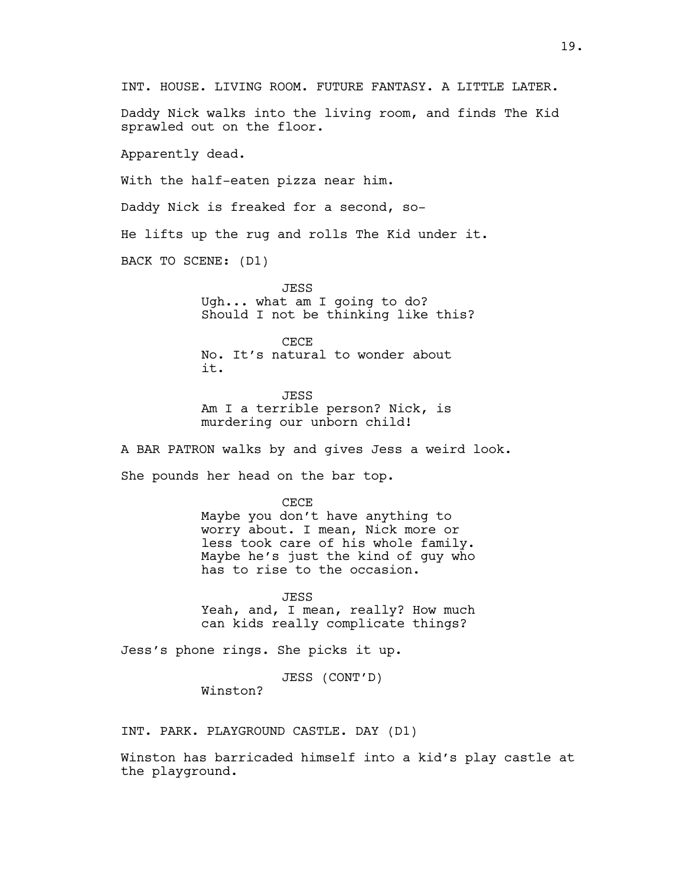INT. HOUSE. LIVING ROOM. FUTURE FANTASY. A LITTLE LATER.

Daddy Nick walks into the living room, and finds The Kid sprawled out on the floor.

Apparently dead.

With the half-eaten pizza near him.

Daddy Nick is freaked for a second, so-

He lifts up the rug and rolls The Kid under it.

BACK TO SCENE: (D1)

JESS
Ugh... what am I going to do? Should I not be thinking like this?

CECE
No. It's natural to wonder about it.

JESS
Am I a terrible person? Nick, is murdering our unborn child!

A BAR PATRON walks by and gives Jess a weird look.

She pounds her head on the bar top.

CECE
Maybe you don't have anything to worry about. I mean, Nick more or less took care of his whole family. Maybe he's just the kind of guy who has to rise to the occasion.

JESS
Yeah, and, I mean, really? How much can kids really complicate things?

Jess's phone rings. She picks it up.

JESS (CONT'D)
Winston?

INT. PARK. PLAYGROUND CASTLE. DAY (D1)

Winston has barricaded himself into a kid's play castle at the playground.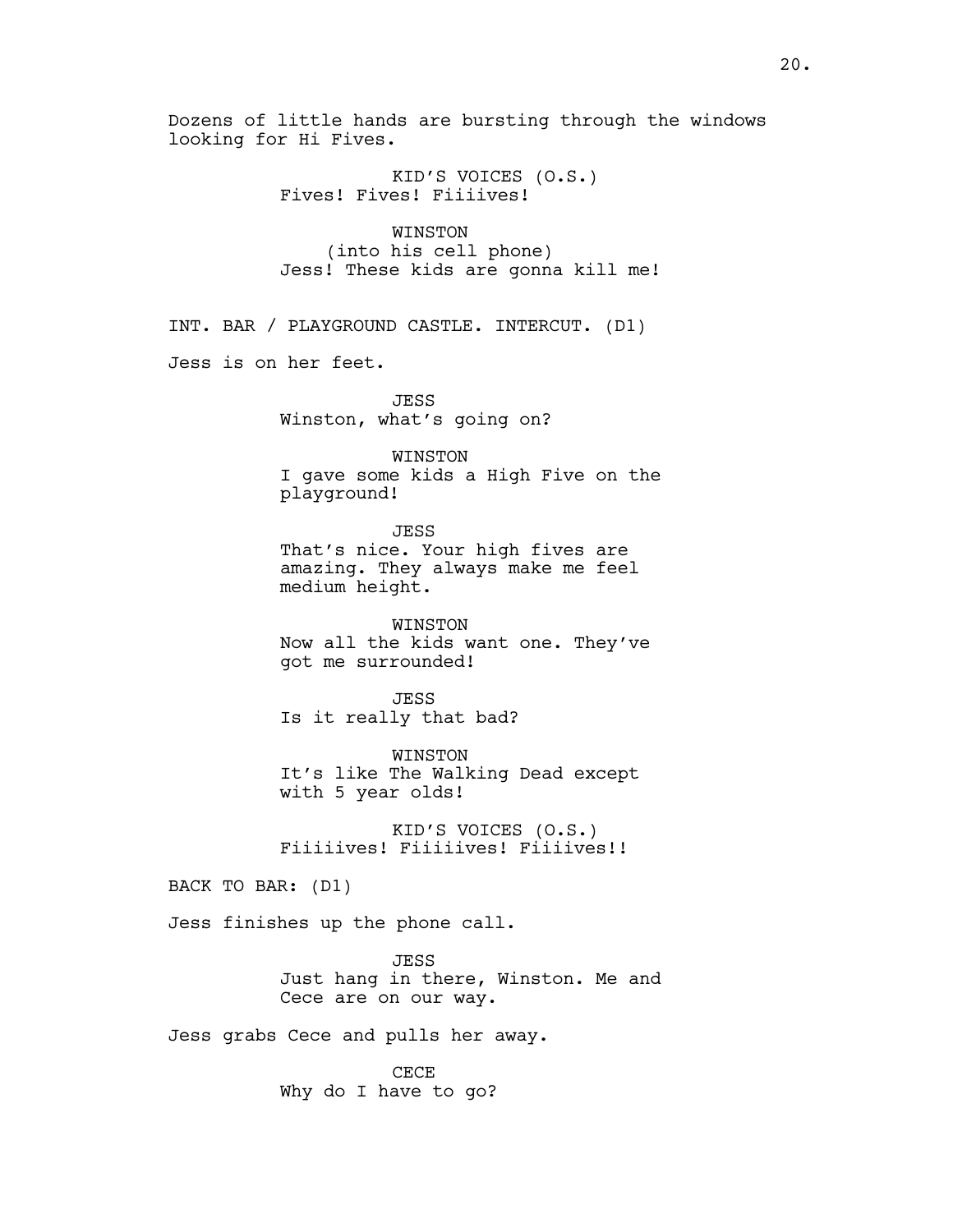Dozens of little hands are bursting through the windows looking for Hi Fives.

KID'S VOICES (O.S.)
Fives! Fives! Fiiiives!

WINSTON
(into his cell phone)
Jess! These kids are gonna kill me!

INT. BAR / PLAYGROUND CASTLE. INTERCUT. (D1)

Jess is on her feet.

JESS
Winston, what's going on?

WINSTON
I gave some kids a High Five on the playground!

JESS
That's nice. Your high fives are amazing. They always make me feel medium height.

WINSTON
Now all the kids want one. They've got me surrounded!

JESS
Is it really that bad?

WINSTON
It's like The Walking Dead except with 5 year olds!

KID'S VOICES (O.S.)
Fiiiiives! Fiiiiives! Fiiiives!!

BACK TO BAR: (D1)

Jess finishes up the phone call.

JESS
Just hang in there, Winston. Me and Cece are on our way.

Jess grabs Cece and pulls her away.

CECE
Why do I have to go?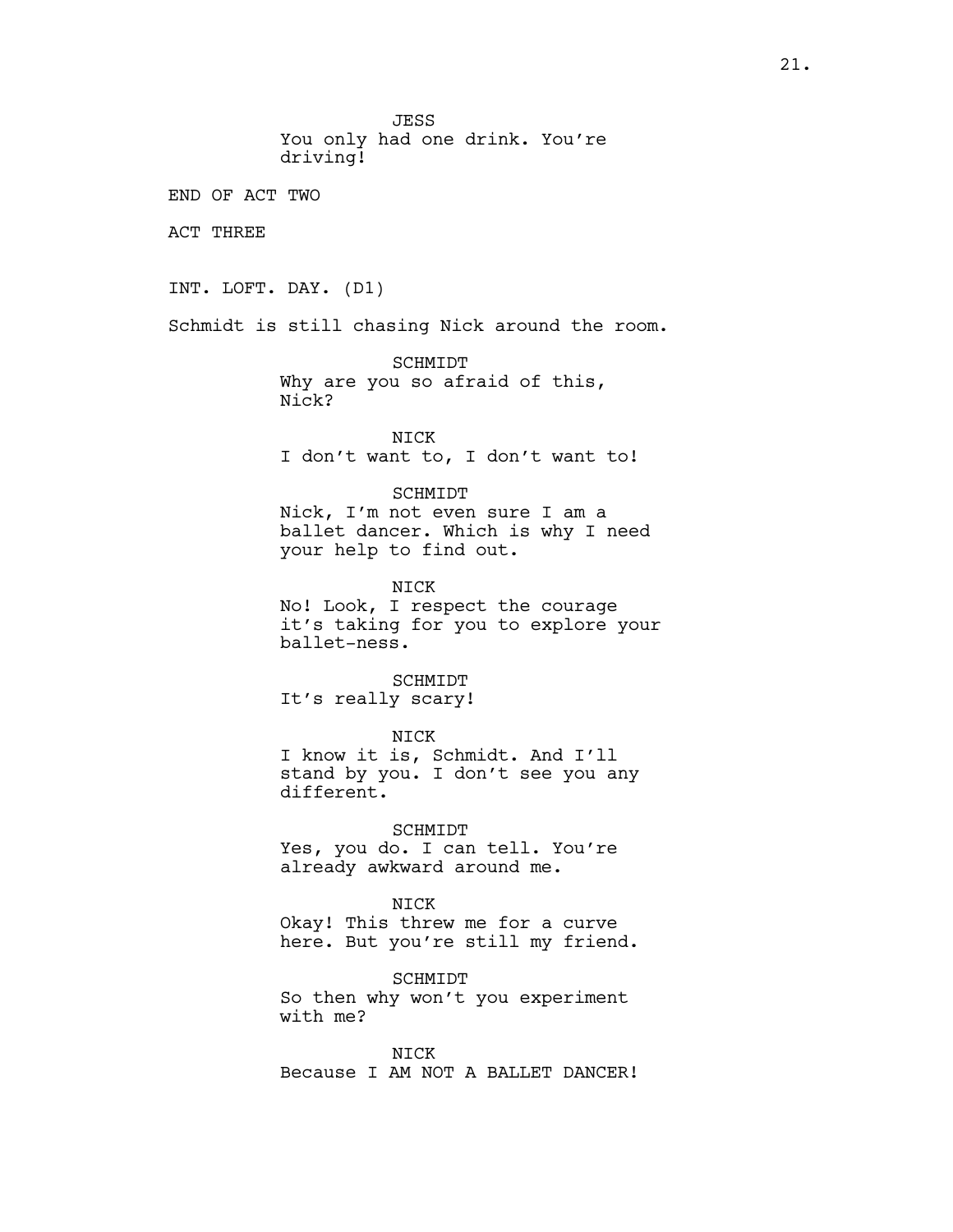JESS
You only had one drink. You're driving!

END OF ACT TWO

ACT THREE

INT. LOFT. DAY. (D1)

Schmidt is still chasing Nick around the room.

SCHMIDT
Why are you so afraid of this, Nick?

NICK
I don't want to, I don't want to!

SCHMIDT
Nick, I'm not even sure I am a ballet dancer. Which is why I need your help to find out.

NICK
No! Look, I respect the courage it's taking for you to explore your ballet-ness.

SCHMIDT
It's really scary!

NICK
I know it is, Schmidt. And I'll stand by you. I don't see you any different.

SCHMIDT
Yes, you do. I can tell. You're already awkward around me.

NICK
Okay! This threw me for a curve here. But you're still my friend.

SCHMIDT
So then why won't you experiment with me?

NICK
Because I AM NOT A BALLET DANCER!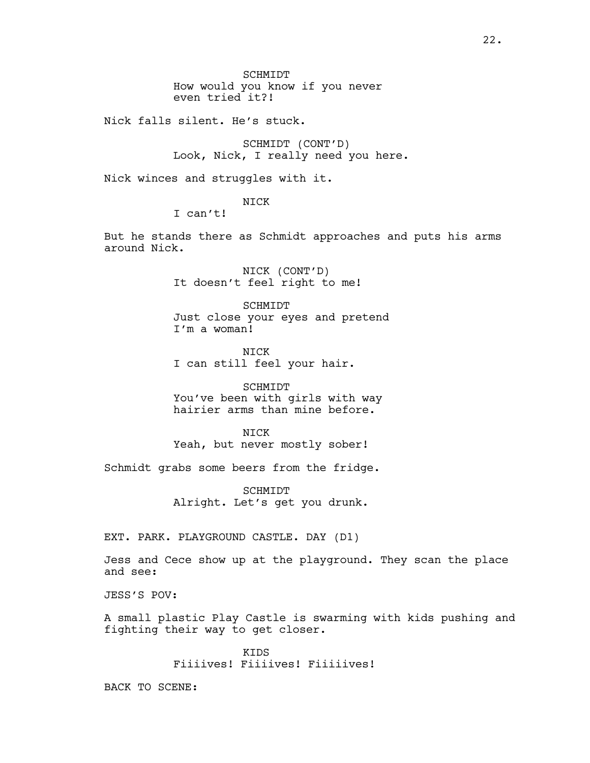SCHMIDT
How would you know if you never even tried it?!

Nick falls silent. He's stuck.

SCHMIDT (CONT'D)
Look, Nick, I really need you here.

Nick winces and struggles with it.

NICK
I can't!

But he stands there as Schmidt approaches and puts his arms around Nick.

NICK (CONT'D)
It doesn't feel right to me!

SCHMIDT
Just close your eyes and pretend I'm a woman!

NICK
I can still feel your hair.

SCHMIDT
You've been with girls with way hairier arms than mine before.

NICK
Yeah, but never mostly sober!

Schmidt grabs some beers from the fridge.

SCHMIDT
Alright. Let's get you drunk.

EXT. PARK. PLAYGROUND CASTLE. DAY (D1)

Jess and Cece show up at the playground. They scan the place and see:

JESS'S POV:

A small plastic Play Castle is swarming with kids pushing and fighting their way to get closer.

KIDS
Fiiiives! Fiiiives! Fiiiiives!

BACK TO SCENE: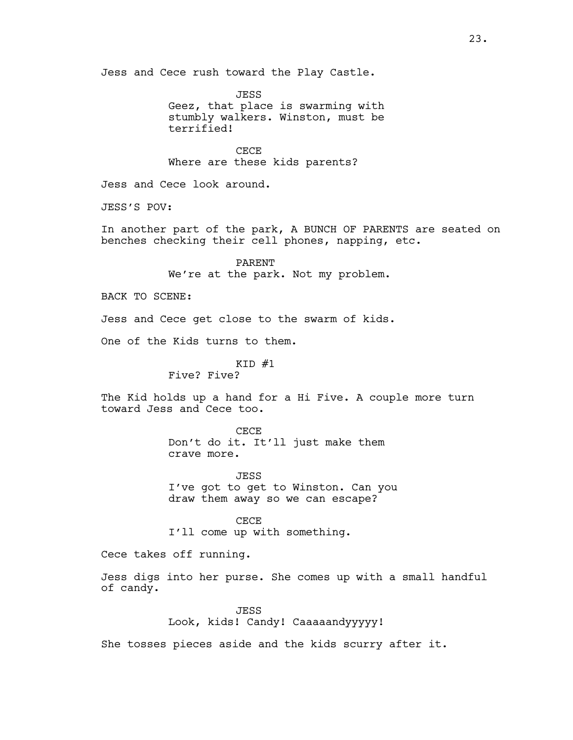Jess and Cece rush toward the Play Castle.

JESS
Geez, that place is swarming with stumbly walkers. Winston, must be terrified!

CECE
Where are these kids parents?

Jess and Cece look around.

JESS'S POV:

In another part of the park, A BUNCH OF PARENTS are seated on benches checking their cell phones, napping, etc.

PARENT
We're at the park. Not my problem.

BACK TO SCENE:

Jess and Cece get close to the swarm of kids.

One of the Kids turns to them.

KID #1
Five? Five?

The Kid holds up a hand for a Hi Five. A couple more turn toward Jess and Cece too.

CECE
Don't do it. It'll just make them crave more.

JESS
I've got to get to Winston. Can you draw them away so we can escape?

CECE
I'll come up with something.

Cece takes off running.

Jess digs into her purse. She comes up with a small handful of candy.

JESS
Look, kids! Candy! Caaaaandyyyyy!

She tosses pieces aside and the kids scurry after it.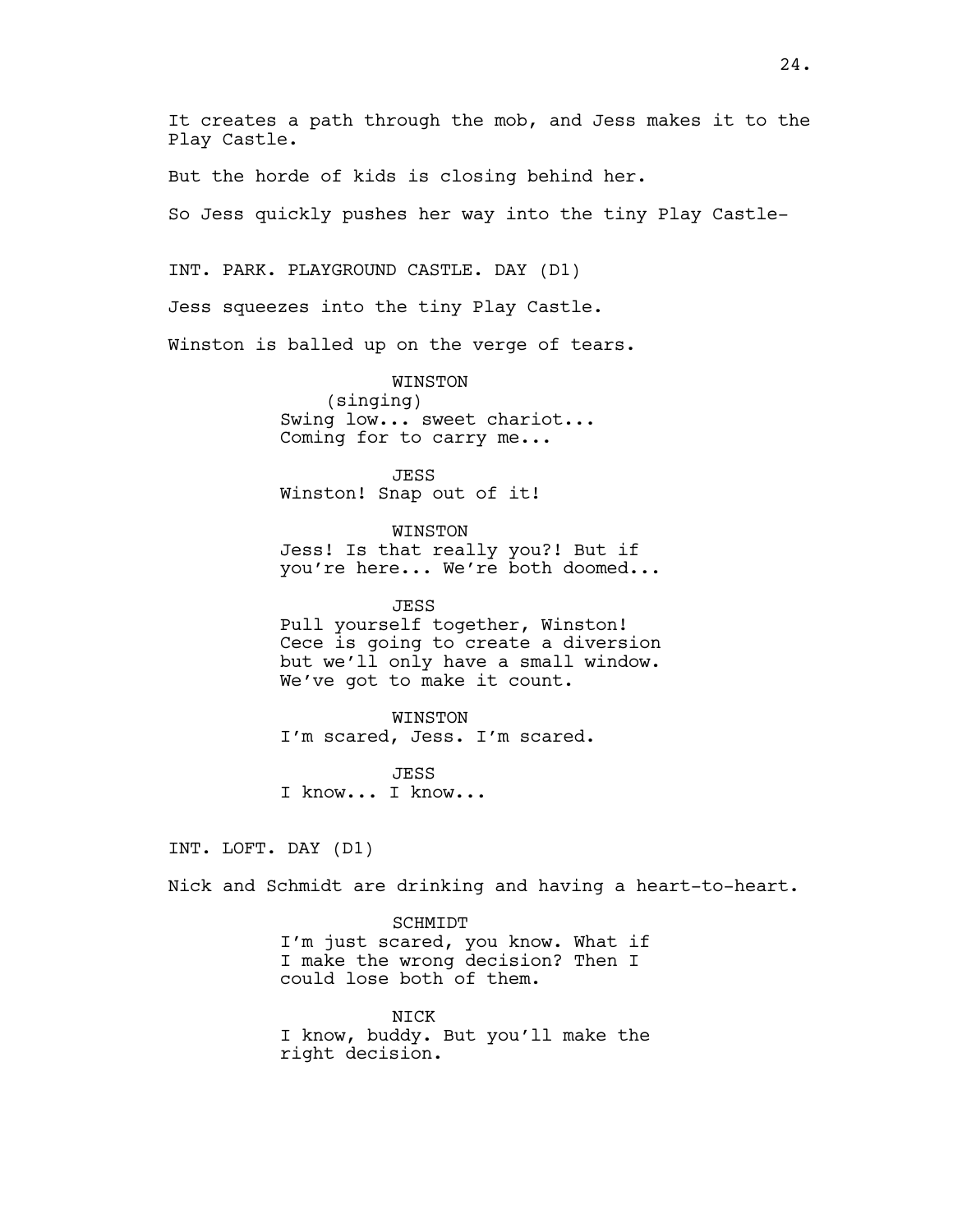It creates a path through the mob, and Jess makes it to the Play Castle.

But the horde of kids is closing behind her.

So Jess quickly pushes her way into the tiny Play Castle-

INT. PARK. PLAYGROUND CASTLE. DAY (D1)

Jess squeezes into the tiny Play Castle.

Winston is balled up on the verge of tears.

WINSTON
(singing)
Swing low... sweet chariot...
Coming for to carry me...

JESS
Winston! Snap out of it!

WINSTON
Jess! Is that really you?! But if you're here... We're both doomed...

JESS
Pull yourself together, Winston! Cece is going to create a diversion but we'll only have a small window. We've got to make it count.

WINSTON
I'm scared, Jess. I'm scared.

JESS
I know... I know...

INT. LOFT. DAY (D1)

Nick and Schmidt are drinking and having a heart-to-heart.

SCHMIDT
I'm just scared, you know. What if I make the wrong decision? Then I could lose both of them.

NICK
I know, buddy. But you'll make the right decision.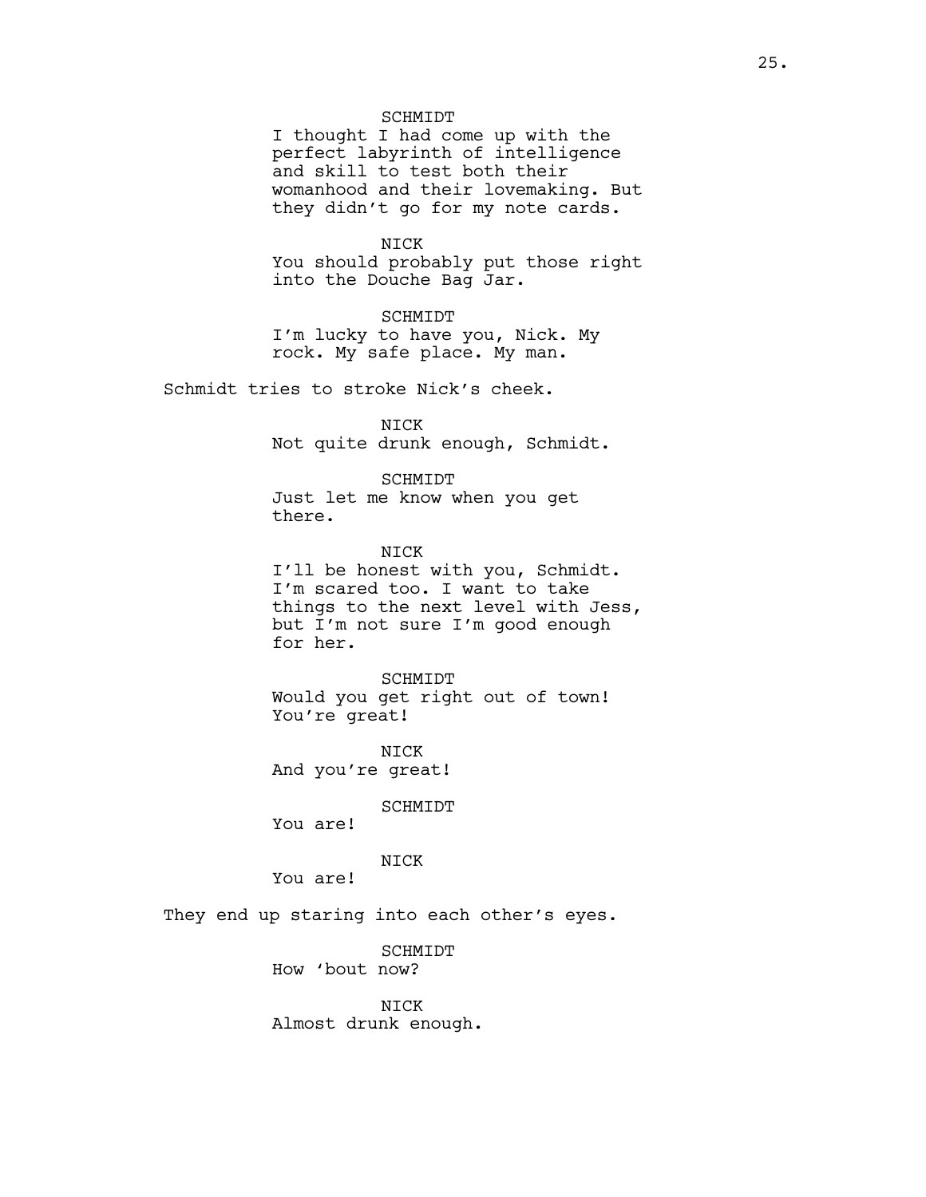SCHMIDT
I thought I had come up with the perfect labyrinth of intelligence and skill to test both their womanhood and their lovemaking. But they didn't go for my note cards.

NICK
You should probably put those right into the Douche Bag Jar.

SCHMIDT
I'm lucky to have you, Nick. My rock. My safe place. My man.

Schmidt tries to stroke Nick's cheek.

NICK
Not quite drunk enough, Schmidt.

SCHMIDT
Just let me know when you get there.

NICK
I'll be honest with you, Schmidt. I'm scared too. I want to take things to the next level with Jess, but I'm not sure I'm good enough for her.

SCHMIDT
Would you get right out of town! You're great!

NICK
And you're great!

SCHMIDT
You are!

NICK
You are!

They end up staring into each other's eyes.

SCHMIDT
How 'bout now?

NICK
Almost drunk enough.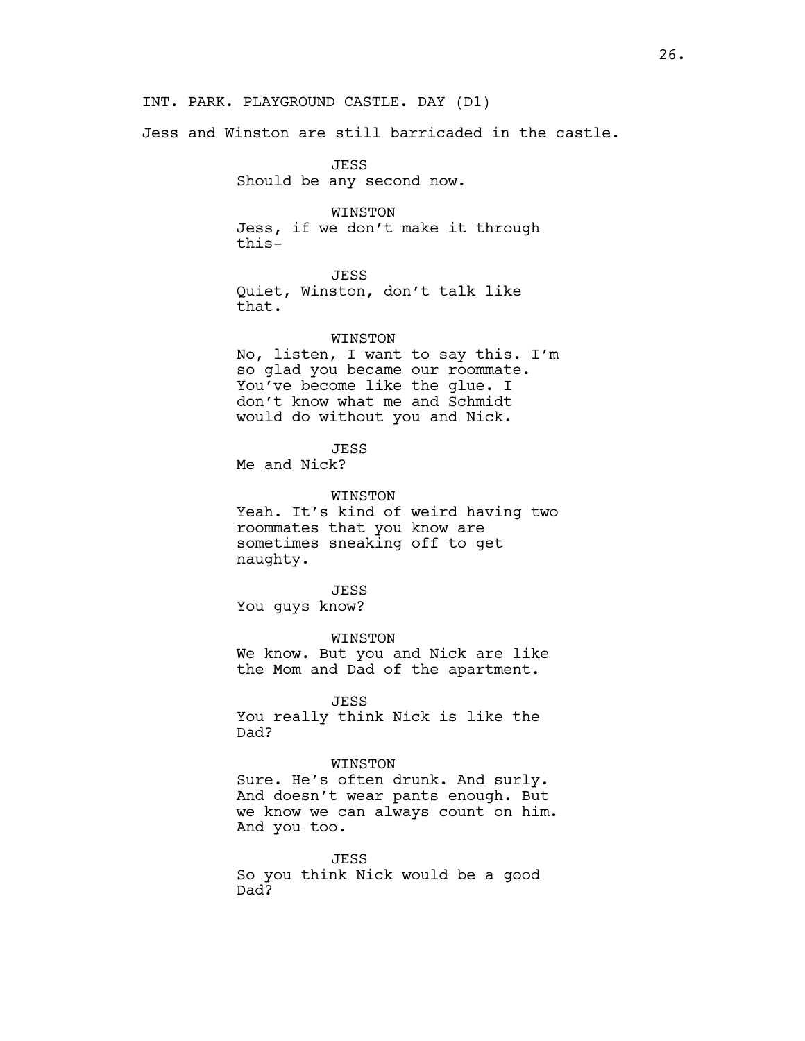INT. PARK. PLAYGROUND CASTLE. DAY (D1)

Jess and Winston are still barricaded in the castle.

JESS
Should be any second now.

WINSTON
Jess, if we don't make it through this-

JESS
Quiet, Winston, don't talk like that.

WINSTON
No, listen, I want to say this. I'm so glad you became our roommate. You've become like the glue. I don't know what me and Schmidt would do without you and Nick.

JESS
Me <u>and</u> Nick?

WINSTON
Yeah. It's kind of weird having two roommates that you know are sometimes sneaking off to get naughty.

JESS
You guys know?

WINSTON
We know. But you and Nick are like the Mom and Dad of the apartment.

JESS
You really think Nick is like the Dad?

WINSTON
Sure. He's often drunk. And surly. And doesn't wear pants enough. But we know we can always count on him. And you too.

JESS
So you think Nick would be a good Dad?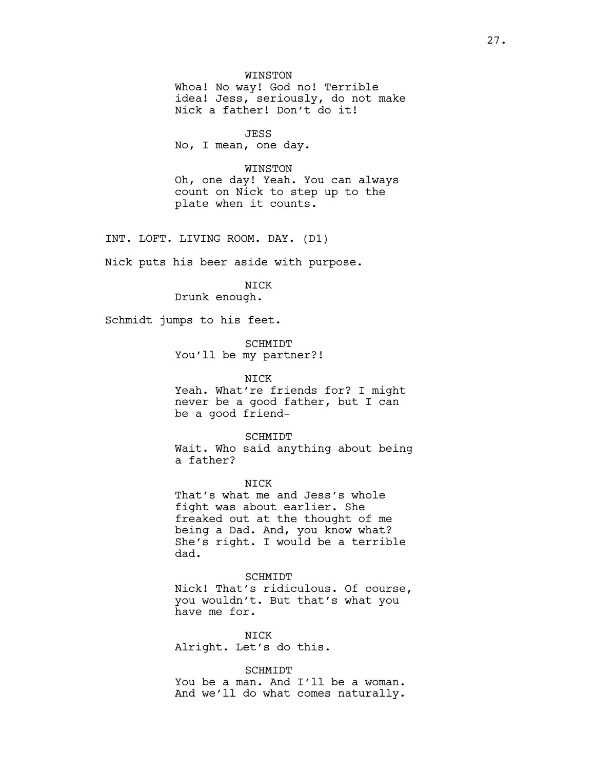WINSTON
Whoa! No way! God no! Terrible idea! Jess, seriously, do not make Nick a father! Don't do it!

JESS
No, I mean, one day.

WINSTON
Oh, one day! Yeah. You can always count on Nick to step up to the plate when it counts.

INT. LOFT. LIVING ROOM. DAY. (D1)

Nick puts his beer aside with purpose.

NICK
Drunk enough.

Schmidt jumps to his feet.

SCHMIDT
You'll be my partner?!

NICK
Yeah. What're friends for? I might never be a good father, but I can be a good friend-

SCHMIDT
Wait. Who said anything about being a father?

NICK
That's what me and Jess's whole fight was about earlier. She freaked out at the thought of me being a Dad. And, you know what? She's right. I would be a terrible dad.

SCHMIDT
Nick! That's ridiculous. Of course, you wouldn't. But that's what you have me for.

NICK
Alright. Let's do this.

SCHMIDT
You be a man. And I'll be a woman. And we'll do what comes naturally.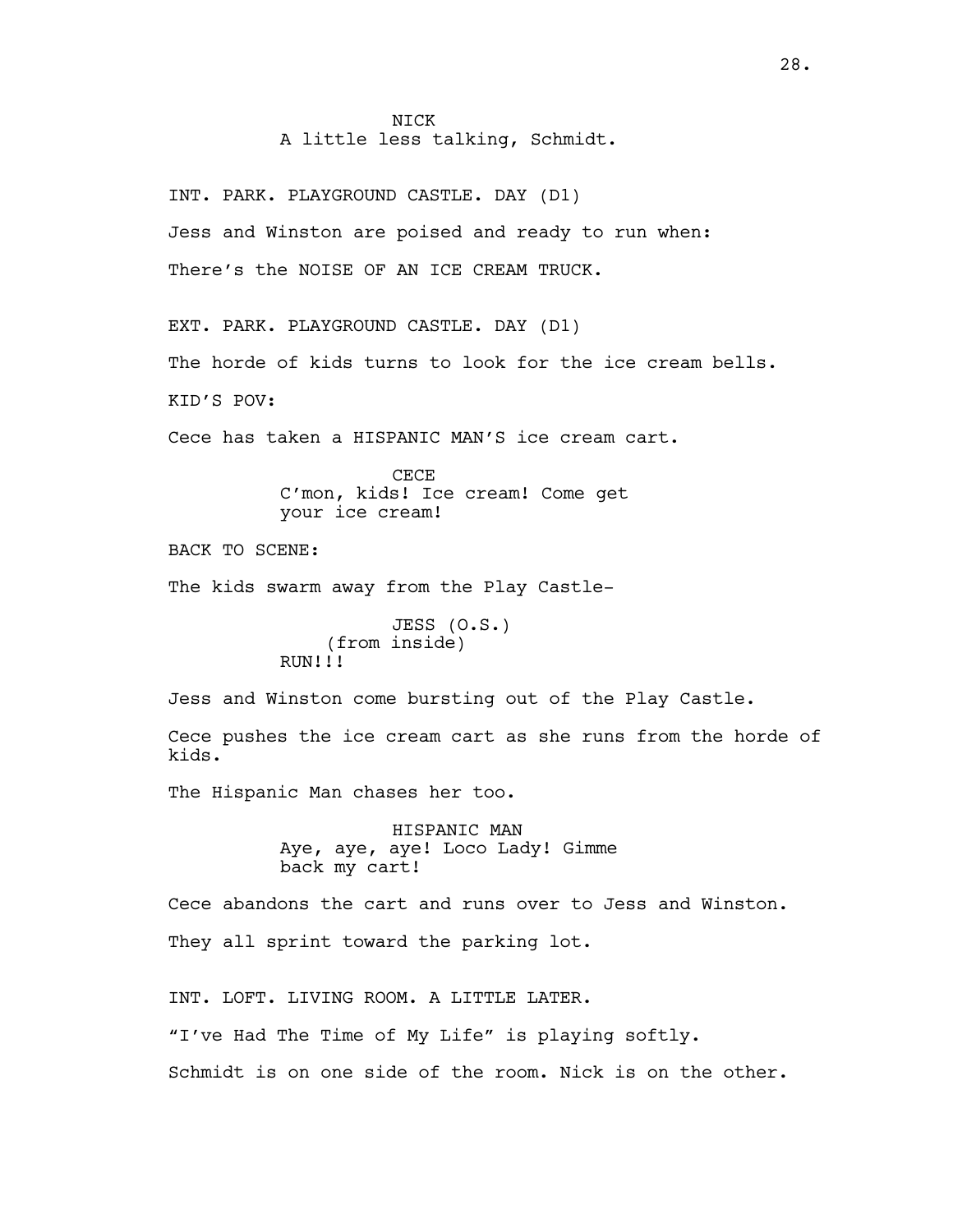NICK
A little less talking, Schmidt.

INT. PARK. PLAYGROUND CASTLE. DAY (D1)

Jess and Winston are poised and ready to run when:

There's the NOISE OF AN ICE CREAM TRUCK.

EXT. PARK. PLAYGROUND CASTLE. DAY (D1)

The horde of kids turns to look for the ice cream bells.

KID'S POV:

Cece has taken a HISPANIC MAN'S ice cream cart.

CECE
C'mon, kids! Ice cream! Come get your ice cream!

BACK TO SCENE:

The kids swarm away from the Play Castle-

JESS (O.S.)
(from inside)
RUN!!!

Jess and Winston come bursting out of the Play Castle.

Cece pushes the ice cream cart as she runs from the horde of kids.

The Hispanic Man chases her too.

HISPANIC MAN
Aye, aye, aye! Loco Lady! Gimme back my cart!

Cece abandons the cart and runs over to Jess and Winston.

They all sprint toward the parking lot.

INT. LOFT. LIVING ROOM. A LITTLE LATER.

"I've Had The Time of My Life" is playing softly.

Schmidt is on one side of the room. Nick is on the other.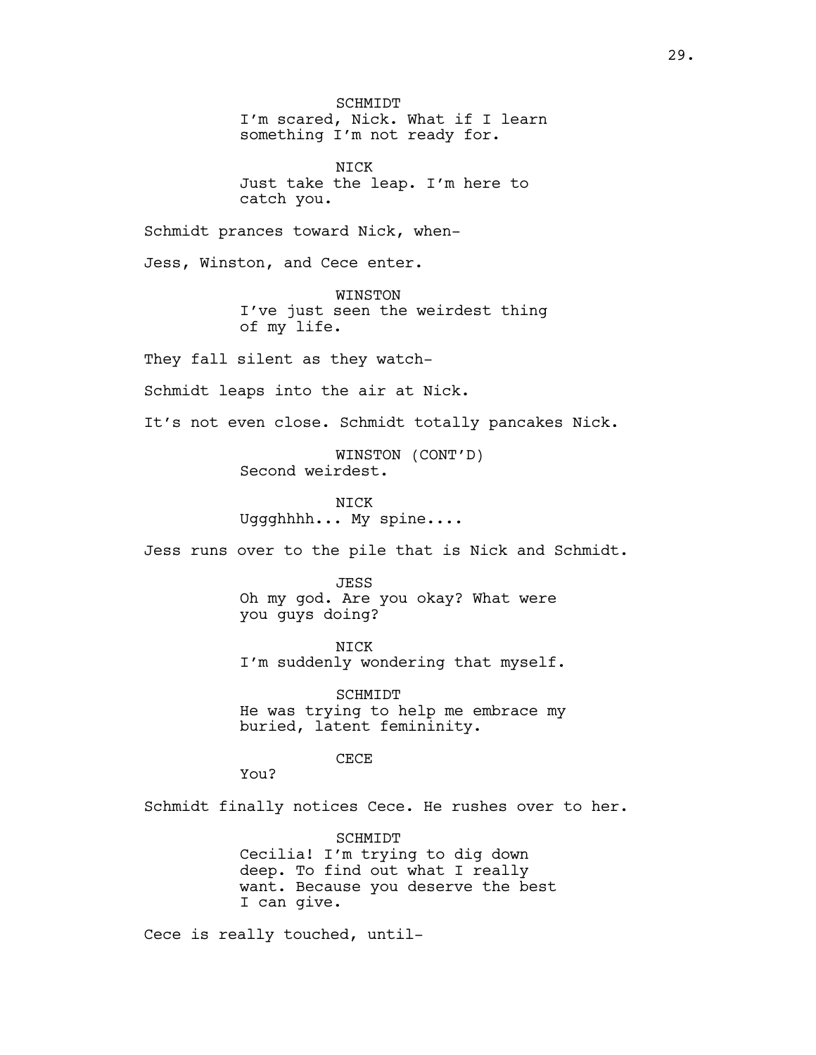SCHMIDT
I'm scared, Nick. What if I learn something I'm not ready for.

NICK
Just take the leap. I'm here to catch you.

Schmidt prances toward Nick, when-

Jess, Winston, and Cece enter.

WINSTON
I've just seen the weirdest thing of my life.

They fall silent as they watch-

Schmidt leaps into the air at Nick.

It's not even close. Schmidt totally pancakes Nick.

WINSTON (CONT'D)
Second weirdest.

NICK
Uggghhhh... My spine....

Jess runs over to the pile that is Nick and Schmidt.

JESS
Oh my god. Are you okay? What were you guys doing?

NICK
I'm suddenly wondering that myself.

SCHMIDT
He was trying to help me embrace my buried, latent femininity.

CECE
You?

Schmidt finally notices Cece. He rushes over to her.

SCHMIDT
Cecilia! I'm trying to dig down deep. To find out what I really want. Because you deserve the best I can give.

Cece is really touched, until-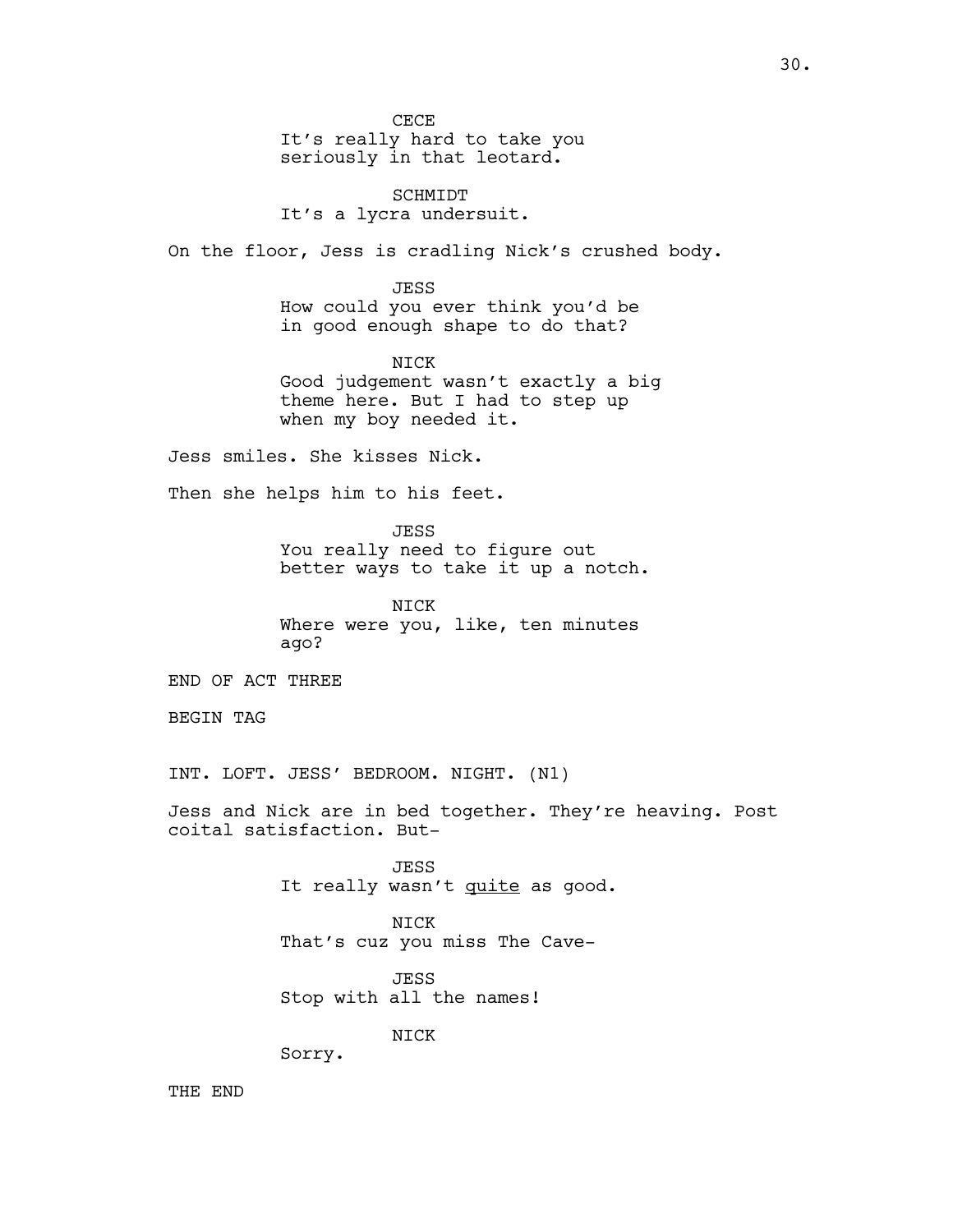CECE
It's really hard to take you seriously in that leotard.

SCHMIDT
It's a lycra undersuit.

On the floor, Jess is cradling Nick's crushed body.

JESS
How could you ever think you'd be in good enough shape to do that?

NICK
Good judgement wasn't exactly a big theme here. But I had to step up when my boy needed it.

Jess smiles. She kisses Nick.

Then she helps him to his feet.

JESS
You really need to figure out better ways to take it up a notch.

NICK
Where were you, like, ten minutes ago?

END OF ACT THREE

BEGIN TAG

INT. LOFT. JESS' BEDROOM. NIGHT. (N1)

Jess and Nick are in bed together. They're heaving. Post coital satisfaction. But-

JESS
It really wasn't <u>quite</u> as good.

NICK
That's cuz you miss The Cave-

JESS
Stop with all the names!

NICK
Sorry.

THE END